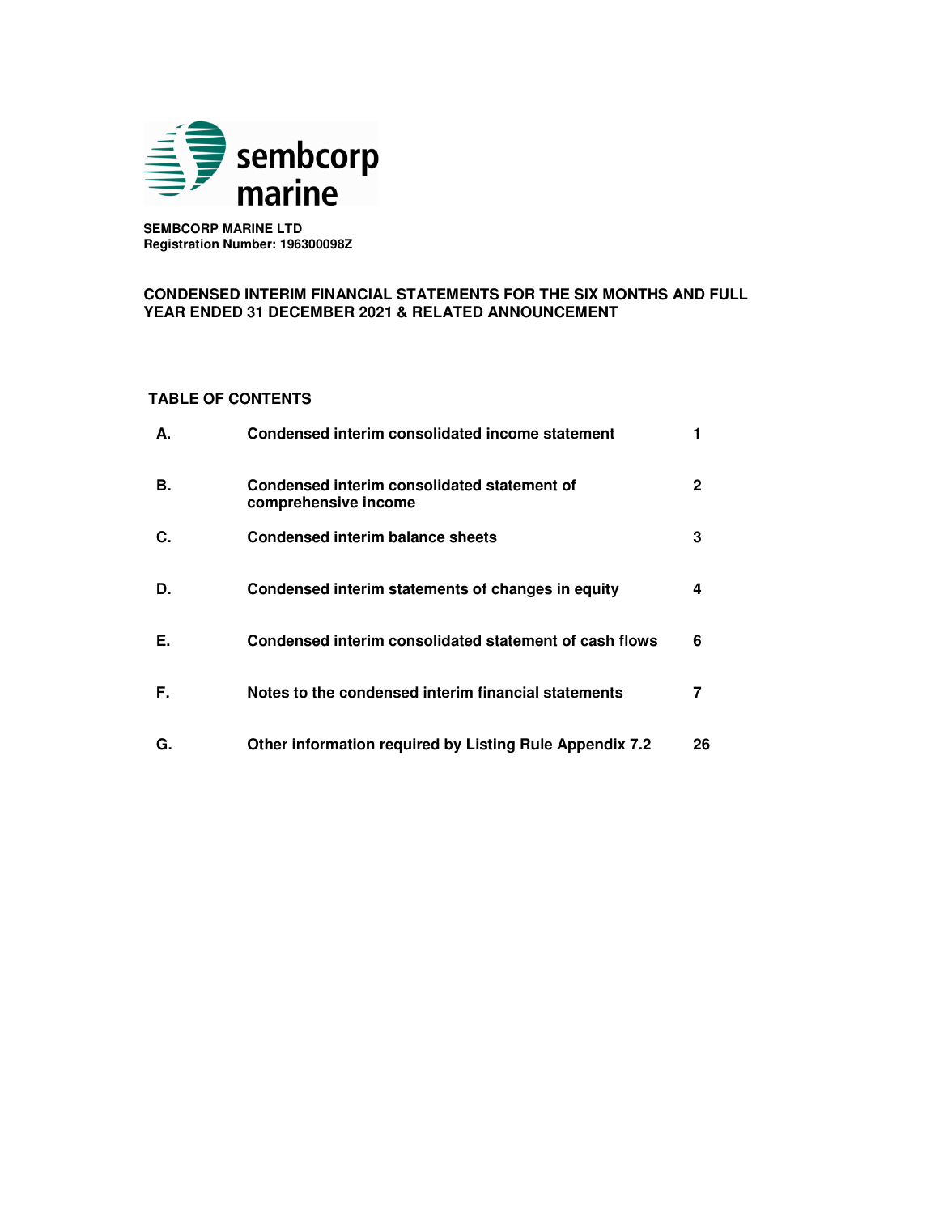**SEMBCORP MARINE LTD**
**Registration Number: 196300098Z**

# CONDENSED INTERIM FINANCIAL STATEMENTS FOR THE SIX MONTHS AND FULL YEAR ENDED 31 DECEMBER 2021 & RELATED ANNOUNCEMENT

## TABLE OF CONTENTS

| | | |
|---|---|---|
| **A.** | **Condensed interim consolidated income statement** | **1** |
| **B.** | **Condensed interim consolidated statement of comprehensive income** | **2** |
| **C.** | **Condensed interim balance sheets** | **3** |
| **D.** | **Condensed interim statements of changes in equity** | **4** |
| **E.** | **Condensed interim consolidated statement of cash flows** | **6** |
| **F.** | **Notes to the condensed interim financial statements** | **7** |
| **G.** | **Other information required by Listing Rule Appendix 7.2** | **26** |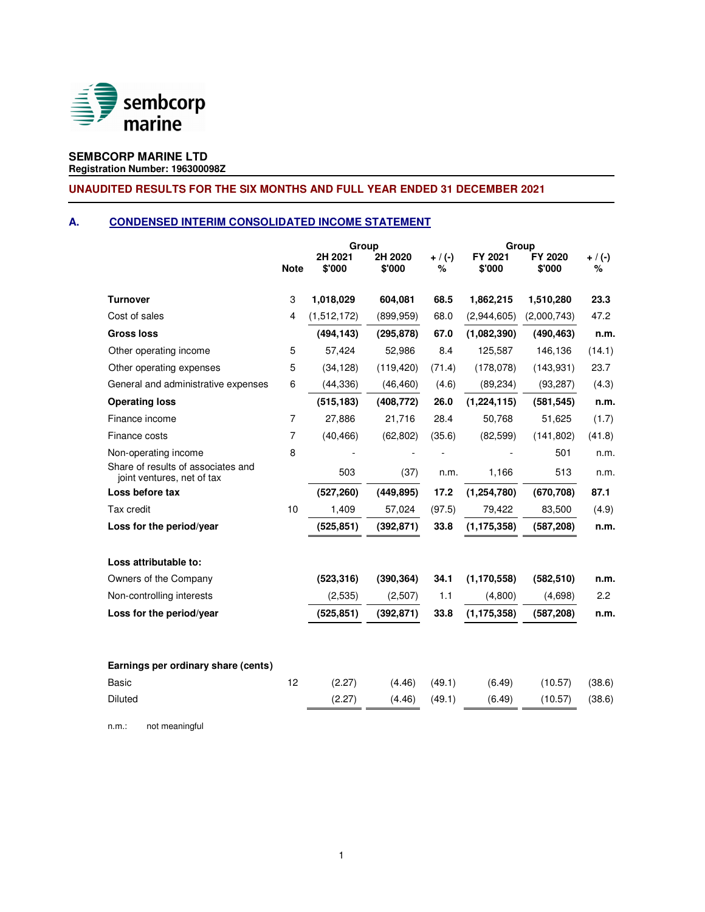**SEMBCORP MARINE LTD**
**Registration Number: 196300098Z**

**UNAUDITED RESULTS FOR THE SIX MONTHS AND FULL YEAR ENDED 31 DECEMBER 2021**

## A. CONDENSED INTERIM CONSOLIDATED INCOME STATEMENT

| | Note | Group | | | Group | | |
|---|---|---|---|---|---|---|---|
| | | 2H 2021 $'000 | 2H 2020 $'000 | + / (-) % | FY 2021 $'000 | FY 2020 $'000 | + / (-) % |
| **Turnover** | 3 | **1,018,029** | **604,081** | **68.5** | **1,862,215** | **1,510,280** | **23.3** |
| Cost of sales | 4 | (1,512,172) | (899,959) | 68.0 | (2,944,605) | (2,000,743) | 47.2 |
| **Gross loss** | | **(494,143)** | **(295,878)** | **67.0** | **(1,082,390)** | **(490,463)** | **n.m.** |
| Other operating income | 5 | 57,424 | 52,986 | 8.4 | 125,587 | 146,136 | (14.1) |
| Other operating expenses | 5 | (34,128) | (119,420) | (71.4) | (178,078) | (143,931) | 23.7 |
| General and administrative expenses | 6 | (44,336) | (46,460) | (4.6) | (89,234) | (93,287) | (4.3) |
| **Operating loss** | | **(515,183)** | **(408,772)** | **26.0** | **(1,224,115)** | **(581,545)** | **n.m.** |
| Finance income | 7 | 27,886 | 21,716 | 28.4 | 50,768 | 51,625 | (1.7) |
| Finance costs | 7 | (40,466) | (62,802) | (35.6) | (82,599) | (141,802) | (41.8) |
| Non-operating income | 8 | - | - | - | - | 501 | n.m. |
| Share of results of associates and joint ventures, net of tax | | 503 | (37) | n.m. | 1,166 | 513 | n.m. |
| **Loss before tax** | | **(527,260)** | **(449,895)** | **17.2** | **(1,254,780)** | **(670,708)** | **87.1** |
| Tax credit | 10 | 1,409 | 57,024 | (97.5) | 79,422 | 83,500 | (4.9) |
| **Loss for the period/year** | | **(525,851)** | **(392,871)** | **33.8** | **(1,175,358)** | **(587,208)** | **n.m.** |
| | | | | | | | |
| **Loss attributable to:** | | | | | | | |
| Owners of the Company | | **(523,316)** | **(390,364)** | **34.1** | **(1,170,558)** | **(582,510)** | **n.m.** |
| Non-controlling interests | | (2,535) | (2,507) | 1.1 | (4,800) | (4,698) | 2.2 |
| **Loss for the period/year** | | **(525,851)** | **(392,871)** | **33.8** | **(1,175,358)** | **(587,208)** | **n.m.** |
| | | | | | | | |
| **Earnings per ordinary share (cents)** | | | | | | | |
| Basic | 12 | (2.27) | (4.46) | (49.1) | (6.49) | (10.57) | (38.6) |
| Diluted | | (2.27) | (4.46) | (49.1) | (6.49) | (10.57) | (38.6) |

n.m.: not meaningful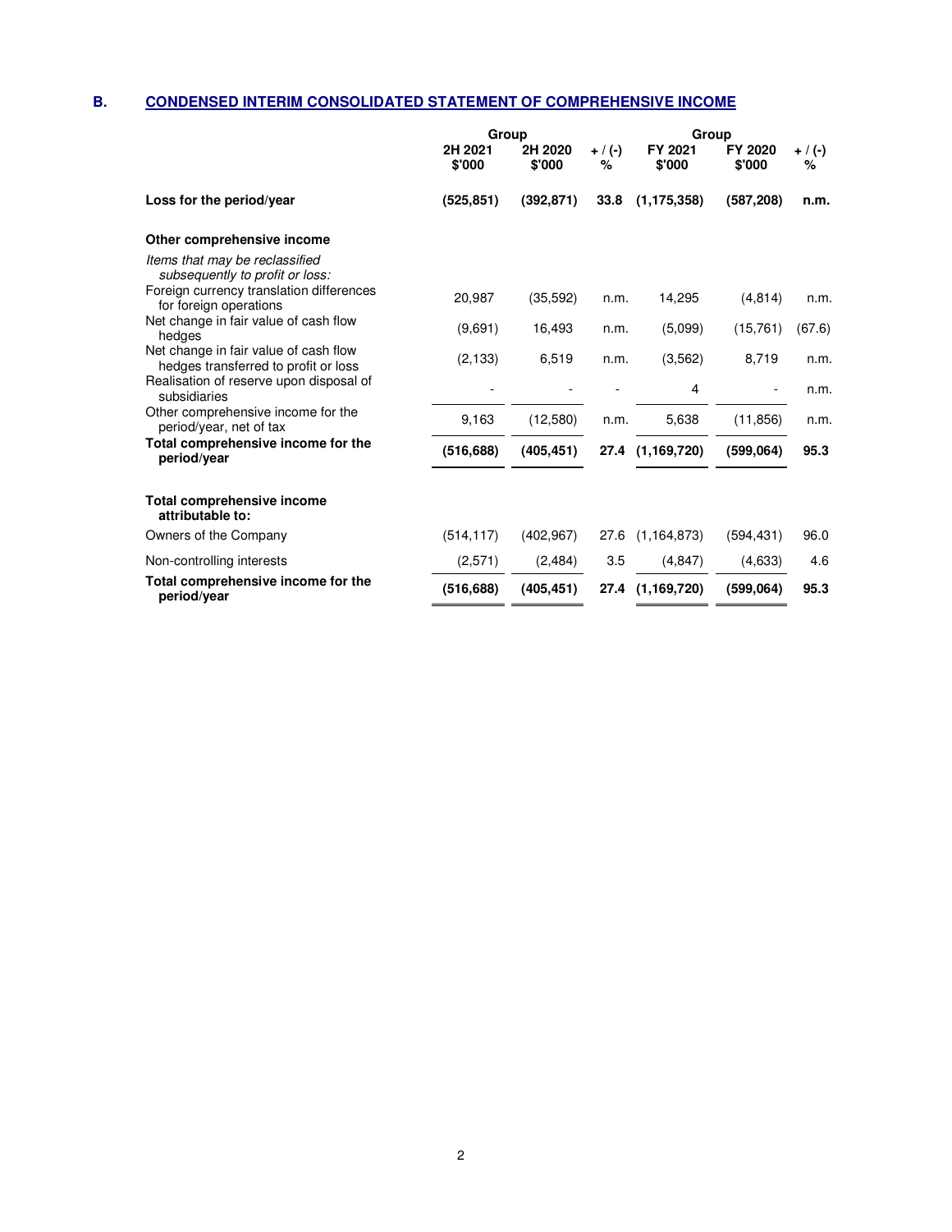## B. CONDENSED INTERIM CONSOLIDATED STATEMENT OF COMPREHENSIVE INCOME

| | Group | | | Group | | |
|---|---|---|---|---|---|---|
| | **2H 2021 $'000** | **2H 2020 $'000** | **+ / (-) %** | **FY 2021 $'000** | **FY 2020 $'000** | **+ / (-) %** |
| **Loss for the period/year** | **(525,851)** | **(392,871)** | **33.8** | **(1,175,358)** | **(587,208)** | **n.m.** |
| **Other comprehensive income** | | | | | | |
| *Items that may be reclassified subsequently to profit or loss:* | | | | | | |
| Foreign currency translation differences for foreign operations | 20,987 | (35,592) | n.m. | 14,295 | (4,814) | n.m. |
| Net change in fair value of cash flow hedges | (9,691) | 16,493 | n.m. | (5,099) | (15,761) | (67.6) |
| Net change in fair value of cash flow hedges transferred to profit or loss | (2,133) | 6,519 | n.m. | (3,562) | 8,719 | n.m. |
| Realisation of reserve upon disposal of subsidiaries | - | - | - | 4 | - | n.m. |
| Other comprehensive income for the period/year, net of tax | 9,163 | (12,580) | n.m. | 5,638 | (11,856) | n.m. |
| **Total comprehensive income for the period/year** | **(516,688)** | **(405,451)** | **27.4** | **(1,169,720)** | **(599,064)** | **95.3** |
| **Total comprehensive income attributable to:** | | | | | | |
| Owners of the Company | (514,117) | (402,967) | 27.6 | (1,164,873) | (594,431) | 96.0 |
| Non-controlling interests | (2,571) | (2,484) | 3.5 | (4,847) | (4,633) | 4.6 |
| **Total comprehensive income for the period/year** | **(516,688)** | **(405,451)** | **27.4** | **(1,169,720)** | **(599,064)** | **95.3** |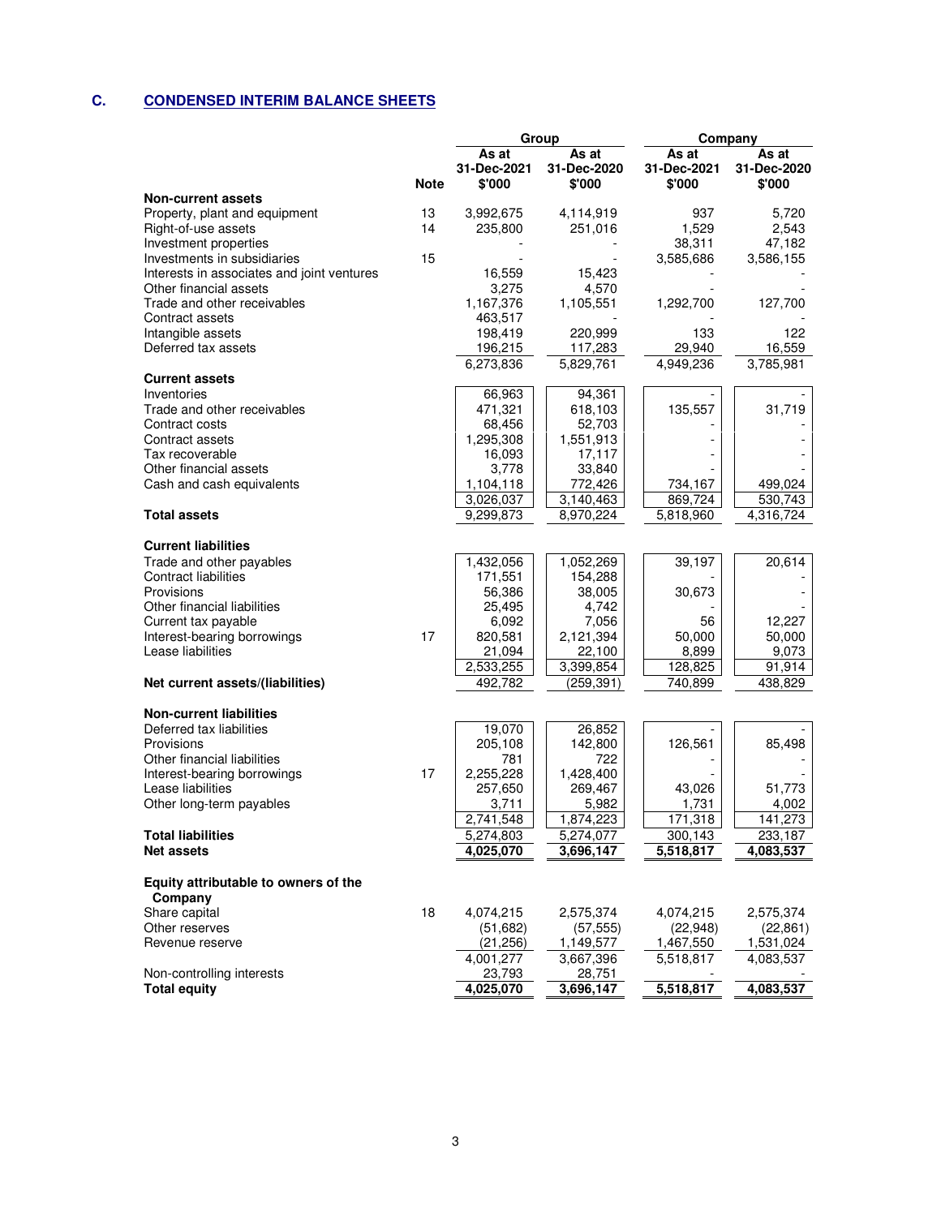## C. CONDENSED INTERIM BALANCE SHEETS

| | Note | Group | | Company | |
|---|---|---|---|---|---|
| | | As at 31-Dec-2021 $'000 | As at 31-Dec-2020 $'000 | As at 31-Dec-2021 $'000 | As at 31-Dec-2020 $'000 |
| **Non-current assets** | | | | | |
| Property, plant and equipment | 13 | 3,992,675 | 4,114,919 | 937 | 5,720 |
| Right-of-use assets | 14 | 235,800 | 251,016 | 1,529 | 2,543 |
| Investment properties | | - | - | 38,311 | 47,182 |
| Investments in subsidiaries | 15 | - | - | 3,585,686 | 3,586,155 |
| Interests in associates and joint ventures | | 16,559 | 15,423 | - | - |
| Other financial assets | | 3,275 | 4,570 | - | - |
| Trade and other receivables | | 1,167,376 | 1,105,551 | 1,292,700 | 127,700 |
| Contract assets | | 463,517 | - | - | - |
| Intangible assets | | 198,419 | 220,999 | 133 | 122 |
| Deferred tax assets | | 196,215 | 117,283 | 29,940 | 16,559 |
| | | 6,273,836 | 5,829,761 | 4,949,236 | 3,785,981 |
| **Current assets** | | | | | |
| Inventories | | 66,963 | 94,361 | - | - |
| Trade and other receivables | | 471,321 | 618,103 | 135,557 | 31,719 |
| Contract costs | | 68,456 | 52,703 | - | - |
| Contract assets | | 1,295,308 | 1,551,913 | - | - |
| Tax recoverable | | 16,093 | 17,117 | - | - |
| Other financial assets | | 3,778 | 33,840 | - | - |
| Cash and cash equivalents | | 1,104,118 | 772,426 | 734,167 | 499,024 |
| | | 3,026,037 | 3,140,463 | 869,724 | 530,743 |
| **Total assets** | | 9,299,873 | 8,970,224 | 5,818,960 | 4,316,724 |
| **Current liabilities** | | | | | |
| Trade and other payables | | 1,432,056 | 1,052,269 | 39,197 | 20,614 |
| Contract liabilities | | 171,551 | 154,288 | - | - |
| Provisions | | 56,386 | 38,005 | 30,673 | - |
| Other financial liabilities | | 25,495 | 4,742 | - | - |
| Current tax payable | | 6,092 | 7,056 | 56 | 12,227 |
| Interest-bearing borrowings | 17 | 820,581 | 2,121,394 | 50,000 | 50,000 |
| Lease liabilities | | 21,094 | 22,100 | 8,899 | 9,073 |
| | | 2,533,255 | 3,399,854 | 128,825 | 91,914 |
| **Net current assets/(liabilities)** | | 492,782 | (259,391) | 740,899 | 438,829 |
| **Non-current liabilities** | | | | | |
| Deferred tax liabilities | | 19,070 | 26,852 | - | - |
| Provisions | | 205,108 | 142,800 | 126,561 | 85,498 |
| Other financial liabilities | | 781 | 722 | - | - |
| Interest-bearing borrowings | 17 | 2,255,228 | 1,428,400 | - | - |
| Lease liabilities | | 257,650 | 269,467 | 43,026 | 51,773 |
| Other long-term payables | | 3,711 | 5,982 | 1,731 | 4,002 |
| | | 2,741,548 | 1,874,223 | 171,318 | 141,273 |
| **Total liabilities** | | 5,274,803 | 5,274,077 | 300,143 | 233,187 |
| **Net assets** | | 4,025,070 | 3,696,147 | 5,518,817 | 4,083,537 |
| **Equity attributable to owners of the Company** | | | | | |
| Share capital | 18 | 4,074,215 | 2,575,374 | 4,074,215 | 2,575,374 |
| Other reserves | | (51,682) | (57,555) | (22,948) | (22,861) |
| Revenue reserve | | (21,256) | 1,149,577 | 1,467,550 | 1,531,024 |
| | | 4,001,277 | 3,667,396 | 5,518,817 | 4,083,537 |
| Non-controlling interests | | 23,793 | 28,751 | - | - |
| **Total equity** | | 4,025,070 | 3,696,147 | 5,518,817 | 4,083,537 |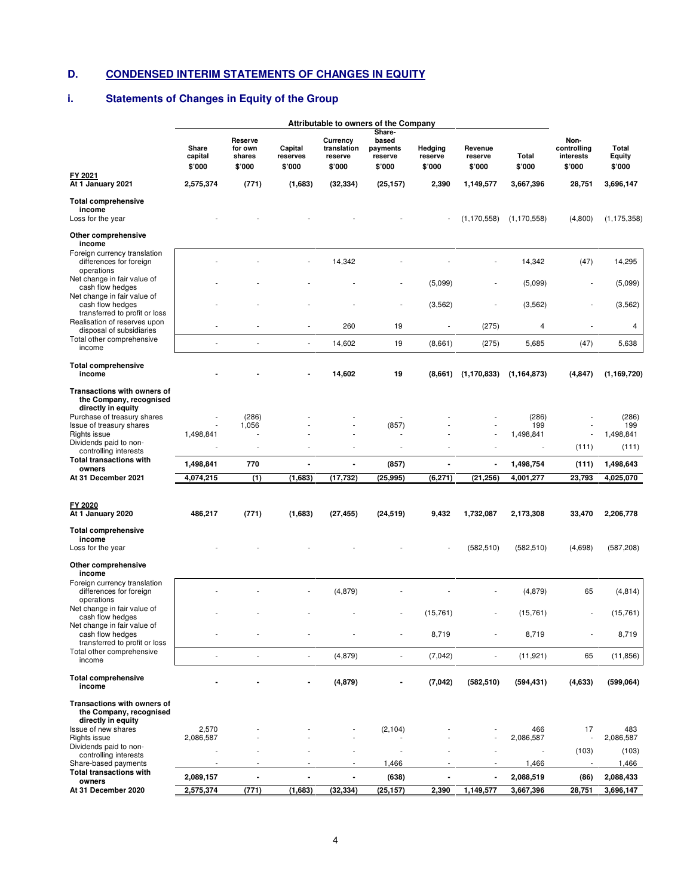## D. CONDENSED INTERIM STATEMENTS OF CHANGES IN EQUITY

### i. Statements of Changes in Equity of the Group

| | Attributable to owners of the Company | | | | | | | | | |
|---|---|---|---|---|---|---|---|---|---|---|
| | Share capital | Reserve for own shares | Capital reserves | Currency translation reserve | Share-based payments reserve | Hedging reserve | Revenue reserve | Total | Non-controlling interests | Total Equity |
| | $'000 | $'000 | $'000 | $'000 | $'000 | $'000 | $'000 | $'000 | $'000 | $'000 |
| **FY 2021** | | | | | | | | | | |
| **At 1 January 2021** | **2,575,374** | **(771)** | **(1,683)** | **(32,334)** | **(25,157)** | **2,390** | **1,149,577** | **3,667,396** | **28,751** | **3,696,147** |
| **Total comprehensive income** | | | | | | | | | | |
| Loss for the year | - | - | - | - | - | - | (1,170,558) | (1,170,558) | (4,800) | (1,175,358) |
| **Other comprehensive income** | | | | | | | | | | |
| Foreign currency translation differences for foreign operations | - | - | - | 14,342 | - | - | - | 14,342 | (47) | 14,295 |
| Net change in fair value of cash flow hedges | - | - | - | - | - | (5,099) | - | (5,099) | - | (5,099) |
| Net change in fair value of cash flow hedges transferred to profit or loss | - | - | - | - | - | (3,562) | - | (3,562) | - | (3,562) |
| Realisation of reserves upon disposal of subsidiaries | - | - | - | 260 | 19 | - | (275) | 4 | - | 4 |
| Total other comprehensive income | - | - | - | 14,602 | 19 | (8,661) | (275) | 5,685 | (47) | 5,638 |
| **Total comprehensive income** | **-** | **-** | **-** | **14,602** | **19** | **(8,661)** | **(1,170,833)** | **(1,164,873)** | **(4,847)** | **(1,169,720)** |
| **Transactions with owners of the Company, recognised directly in equity** | | | | | | | | | | |
| Purchase of treasury shares | - | (286) | - | - | - | - | - | (286) | - | (286) |
| Issue of treasury shares | - | 1,056 | - | - | (857) | - | - | 199 | - | 199 |
| Rights issue | 1,498,841 | - | - | - | - | - | - | 1,498,841 | - | 1,498,841 |
| Dividends paid to non-controlling interests | - | - | - | - | - | - | - | - | (111) | (111) |
| **Total transactions with owners** | **1,498,841** | **770** | **-** | **-** | **(857)** | **-** | **-** | **1,498,754** | **(111)** | **1,498,643** |
| **At 31 December 2021** | **4,074,215** | **(1)** | **(1,683)** | **(17,732)** | **(25,995)** | **(6,271)** | **(21,256)** | **4,001,277** | **23,793** | **4,025,070** |
| | | | | | | | | | | |
| **FY 2020** | | | | | | | | | | |
| **At 1 January 2020** | **486,217** | **(771)** | **(1,683)** | **(27,455)** | **(24,519)** | **9,432** | **1,732,087** | **2,173,308** | **33,470** | **2,206,778** |
| **Total comprehensive income** | | | | | | | | | | |
| Loss for the year | - | - | - | - | - | - | (582,510) | (582,510) | (4,698) | (587,208) |
| **Other comprehensive income** | | | | | | | | | | |
| Foreign currency translation differences for foreign operations | - | - | - | (4,879) | - | - | - | (4,879) | 65 | (4,814) |
| Net change in fair value of cash flow hedges | - | - | - | - | - | (15,761) | - | (15,761) | - | (15,761) |
| Net change in fair value of cash flow hedges transferred to profit or loss | - | - | - | - | - | 8,719 | - | 8,719 | - | 8,719 |
| Total other comprehensive income | - | - | - | (4,879) | - | (7,042) | - | (11,921) | 65 | (11,856) |
| **Total comprehensive income** | **-** | **-** | **-** | **(4,879)** | **-** | **(7,042)** | **(582,510)** | **(594,431)** | **(4,633)** | **(599,064)** |
| **Transactions with owners of the Company, recognised directly in equity** | | | | | | | | | | |
| Issue of new shares | 2,570 | - | - | - | (2,104) | - | - | 466 | 17 | 483 |
| Rights issue | 2,086,587 | - | - | - | - | - | - | 2,086,587 | - | 2,086,587 |
| Dividends paid to non-controlling interests | - | - | - | - | - | - | - | - | (103) | (103) |
| Share-based payments | - | - | - | - | 1,466 | - | - | 1,466 | - | 1,466 |
| **Total transactions with owners** | **2,089,157** | **-** | **-** | **-** | **(638)** | **-** | **-** | **2,088,519** | **(86)** | **2,088,433** |
| **At 31 December 2020** | **2,575,374** | **(771)** | **(1,683)** | **(32,334)** | **(25,157)** | **2,390** | **1,149,577** | **3,667,396** | **28,751** | **3,696,147** |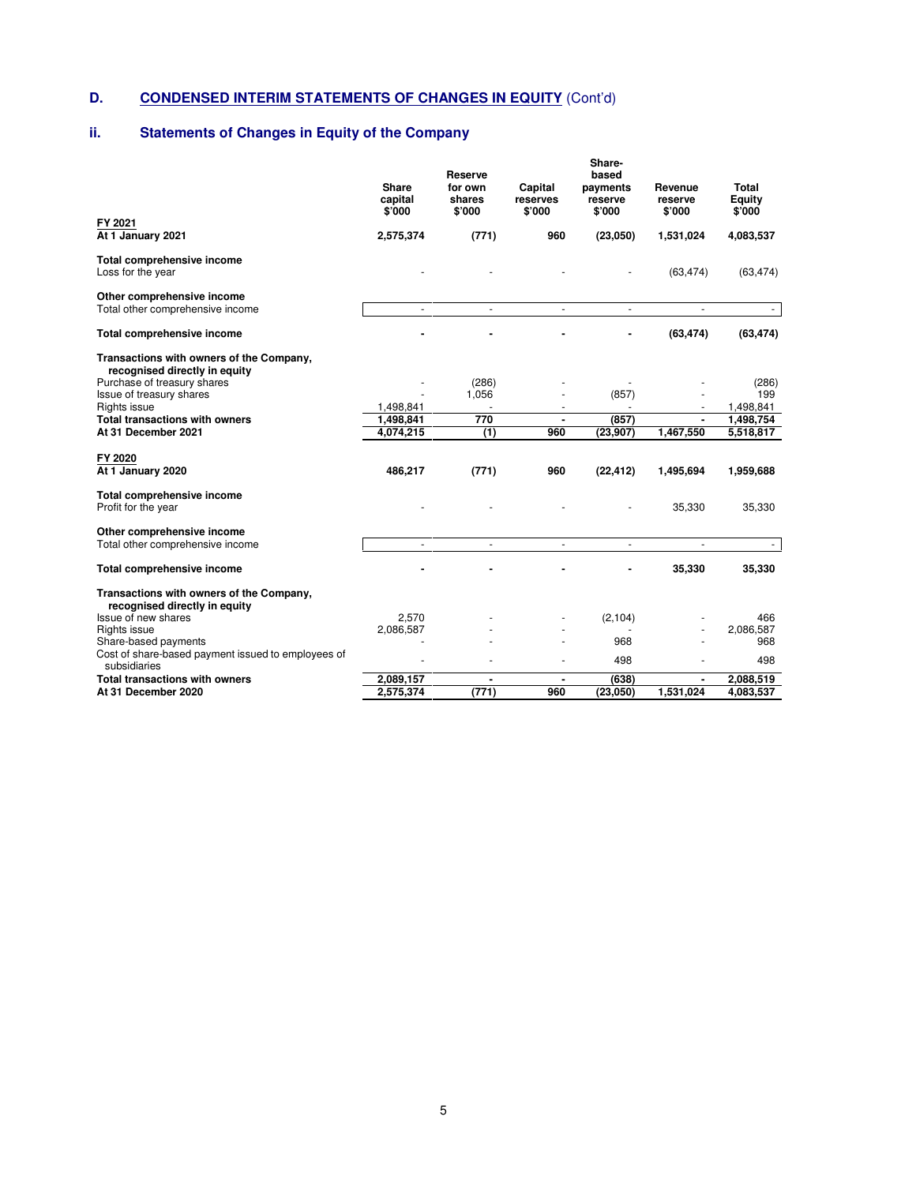## D. CONDENSED INTERIM STATEMENTS OF CHANGES IN EQUITY (Cont'd)

### ii. Statements of Changes in Equity of the Company

| | Share capital $'000 | Reserve for own shares $'000 | Capital reserves $'000 | Share-based payments reserve $'000 | Revenue reserve $'000 | Total Equity $'000 |
|---|---|---|---|---|---|---|
| **FY 2021** | | | | | | |
| **At 1 January 2021** | **2,575,374** | **(771)** | **960** | **(23,050)** | **1,531,024** | **4,083,537** |
| **Total comprehensive income** | | | | | | |
| Loss for the year | - | - | - | - | (63,474) | (63,474) |
| **Other comprehensive income** | | | | | | |
| Total other comprehensive income | - | - | - | - | - | - |
| **Total comprehensive income** | **-** | **-** | **-** | **-** | **(63,474)** | **(63,474)** |
| **Transactions with owners of the Company, recognised directly in equity** | | | | | | |
| Purchase of treasury shares | - | (286) | - | - | - | (286) |
| Issue of treasury shares | - | 1,056 | - | (857) | - | 199 |
| Rights issue | 1,498,841 | - | - | - | - | 1,498,841 |
| **Total transactions with owners** | **1,498,841** | **770** | **-** | **(857)** | **-** | **1,498,754** |
| **At 31 December 2021** | **4,074,215** | **(1)** | **960** | **(23,907)** | **1,467,550** | **5,518,817** |
| **FY 2020** | | | | | | |
| **At 1 January 2020** | **486,217** | **(771)** | **960** | **(22,412)** | **1,495,694** | **1,959,688** |
| **Total comprehensive income** | | | | | | |
| Profit for the year | - | - | - | - | 35,330 | 35,330 |
| **Other comprehensive income** | | | | | | |
| Total other comprehensive income | - | - | - | - | - | - |
| **Total comprehensive income** | **-** | **-** | **-** | **-** | **35,330** | **35,330** |
| **Transactions with owners of the Company, recognised directly in equity** | | | | | | |
| Issue of new shares | 2,570 | - | - | (2,104) | - | 466 |
| Rights issue | 2,086,587 | - | - | - | - | 2,086,587 |
| Share-based payments | - | - | - | 968 | - | 968 |
| Cost of share-based payment issued to employees of subsidiaries | - | - | - | 498 | - | 498 |
| **Total transactions with owners** | **2,089,157** | **-** | **-** | **(638)** | **-** | **2,088,519** |
| **At 31 December 2020** | **2,575,374** | **(771)** | **960** | **(23,050)** | **1,531,024** | **4,083,537** |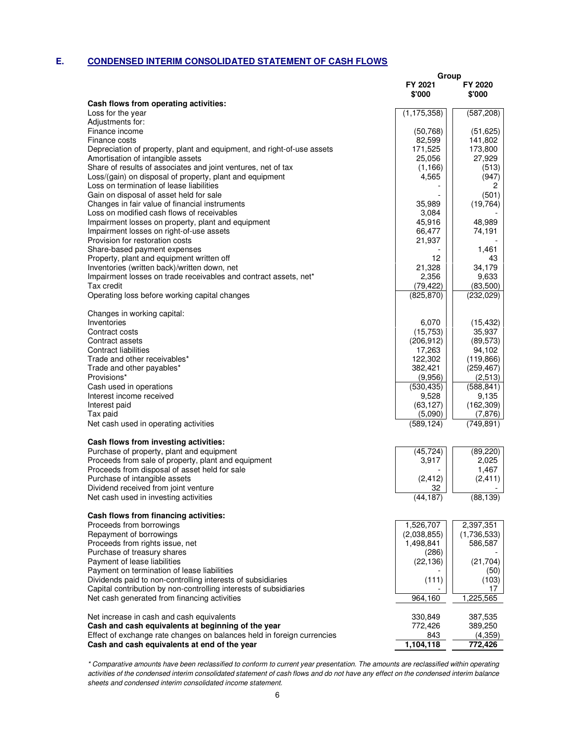## E. CONDENSED INTERIM CONSOLIDATED STATEMENT OF CASH FLOWS

| | Group | |
|---|---|---|
| | FY 2021 | FY 2020 |
| | $'000 | $'000 |
| **Cash flows from operating activities:** | | |
| Loss for the year | (1,175,358) | (587,208) |
| Adjustments for: | | |
| Finance income | (50,768) | (51,625) |
| Finance costs | 82,599 | 141,802 |
| Depreciation of property, plant and equipment, and right-of-use assets | 171,525 | 173,800 |
| Amortisation of intangible assets | 25,056 | 27,929 |
| Share of results of associates and joint ventures, net of tax | (1,166) | (513) |
| Loss/(gain) on disposal of property, plant and equipment | 4,565 | (947) |
| Loss on termination of lease liabilities | - | 2 |
| Gain on disposal of asset held for sale | - | (501) |
| Changes in fair value of financial instruments | 35,989 | (19,764) |
| Loss on modified cash flows of receivables | 3,084 | - |
| Impairment losses on property, plant and equipment | 45,916 | 48,989 |
| Impairment losses on right-of-use assets | 66,477 | 74,191 |
| Provision for restoration costs | 21,937 | - |
| Share-based payment expenses | - | 1,461 |
| Property, plant and equipment written off | 12 | 43 |
| Inventories (written back)/written down, net | 21,328 | 34,179 |
| Impairment losses on trade receivables and contract assets, net* | 2,356 | 9,633 |
| Tax credit | (79,422) | (83,500) |
| Operating loss before working capital changes | (825,870) | (232,029) |
| | | |
| Changes in working capital: | | |
| Inventories | 6,070 | (15,432) |
| Contract costs | (15,753) | 35,937 |
| Contract assets | (206,912) | (89,573) |
| Contract liabilities | 17,263 | 94,102 |
| Trade and other receivables* | 122,302 | (119,866) |
| Trade and other payables* | 382,421 | (259,467) |
| Provisions* | (9,956) | (2,513) |
| Cash used in operations | (530,435) | (588,841) |
| Interest income received | 9,528 | 9,135 |
| Interest paid | (63,127) | (162,309) |
| Tax paid | (5,090) | (7,876) |
| Net cash used in operating activities | (589,124) | (749,891) |
| | | |
| **Cash flows from investing activities:** | | |
| Purchase of property, plant and equipment | (45,724) | (89,220) |
| Proceeds from sale of property, plant and equipment | 3,917 | 2,025 |
| Proceeds from disposal of asset held for sale | - | 1,467 |
| Purchase of intangible assets | (2,412) | (2,411) |
| Dividend received from joint venture | 32 | - |
| Net cash used in investing activities | (44,187) | (88,139) |
| | | |
| **Cash flows from financing activities:** | | |
| Proceeds from borrowings | 1,526,707 | 2,397,351 |
| Repayment of borrowings | (2,038,855) | (1,736,533) |
| Proceeds from rights issue, net | 1,498,841 | 586,587 |
| Purchase of treasury shares | (286) | - |
| Payment of lease liabilities | (22,136) | (21,704) |
| Payment on termination of lease liabilities | - | (50) |
| Dividends paid to non-controlling interests of subsidiaries | (111) | (103) |
| Capital contribution by non-controlling interests of subsidiaries | - | 17 |
| Net cash generated from financing activities | 964,160 | 1,225,565 |
| | | |
| Net increase in cash and cash equivalents | 330,849 | 387,535 |
| **Cash and cash equivalents at beginning of the year** | 772,426 | 389,250 |
| Effect of exchange rate changes on balances held in foreign currencies | 843 | (4,359) |
| **Cash and cash equivalents at end of the year** | **1,104,118** | **772,426** |

*\* Comparative amounts have been reclassified to conform to current year presentation. The amounts are reclassified within operating activities of the condensed interim consolidated statement of cash flows and do not have any effect on the condensed interim balance sheets and condensed interim consolidated income statement.*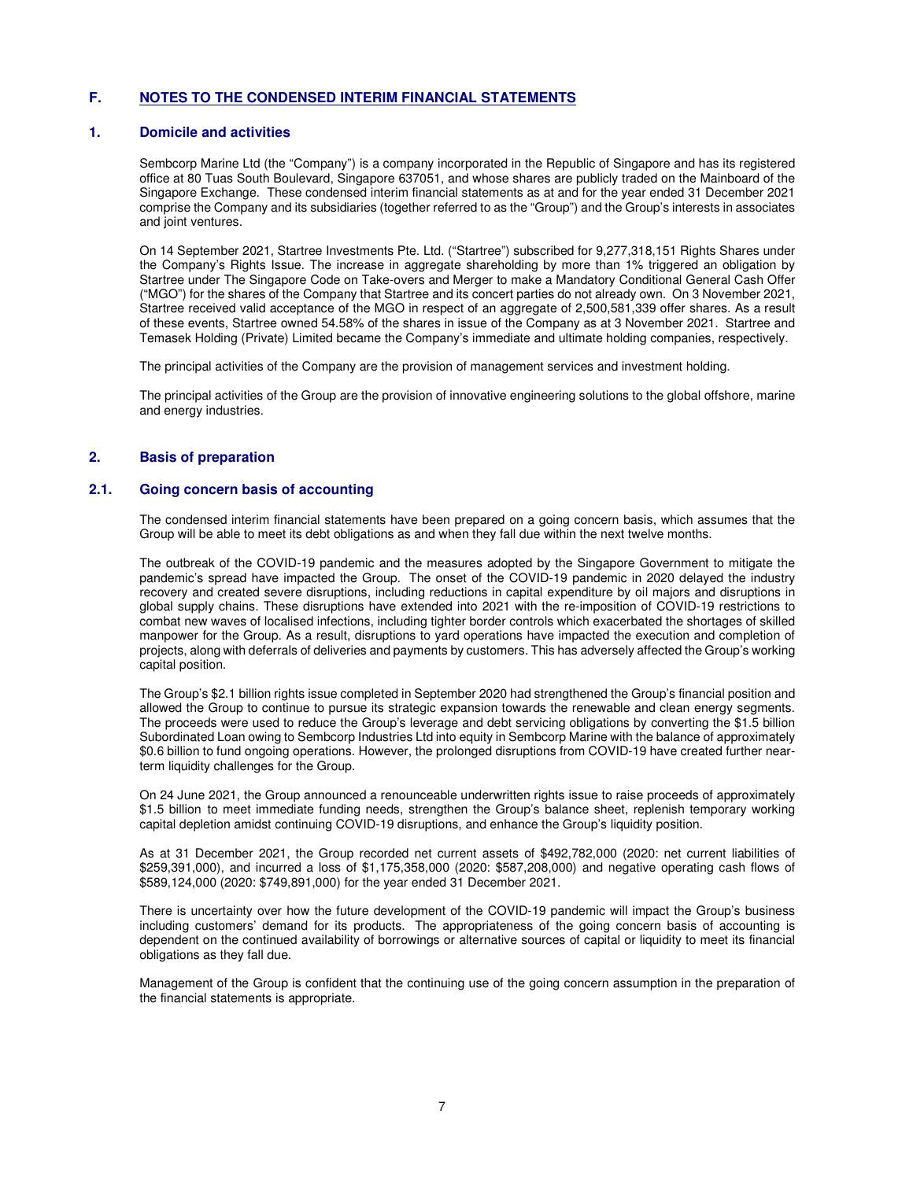## F. NOTES TO THE CONDENSED INTERIM FINANCIAL STATEMENTS

### 1. Domicile and activities

Sembcorp Marine Ltd (the "Company") is a company incorporated in the Republic of Singapore and has its registered office at 80 Tuas South Boulevard, Singapore 637051, and whose shares are publicly traded on the Mainboard of the Singapore Exchange. These condensed interim financial statements as at and for the year ended 31 December 2021 comprise the Company and its subsidiaries (together referred to as the "Group") and the Group's interests in associates and joint ventures.

On 14 September 2021, Startree Investments Pte. Ltd. ("Startree") subscribed for 9,277,318,151 Rights Shares under the Company's Rights Issue. The increase in aggregate shareholding by more than 1% triggered an obligation by Startree under The Singapore Code on Take-overs and Merger to make a Mandatory Conditional General Cash Offer ("MGO") for the shares of the Company that Startree and its concert parties do not already own. On 3 November 2021, Startree received valid acceptance of the MGO in respect of an aggregate of 2,500,581,339 offer shares. As a result of these events, Startree owned 54.58% of the shares in issue of the Company as at 3 November 2021. Startree and Temasek Holding (Private) Limited became the Company's immediate and ultimate holding companies, respectively.

The principal activities of the Company are the provision of management services and investment holding.

The principal activities of the Group are the provision of innovative engineering solutions to the global offshore, marine and energy industries.

### 2. Basis of preparation

### 2.1. Going concern basis of accounting

The condensed interim financial statements have been prepared on a going concern basis, which assumes that the Group will be able to meet its debt obligations as and when they fall due within the next twelve months.

The outbreak of the COVID-19 pandemic and the measures adopted by the Singapore Government to mitigate the pandemic's spread have impacted the Group. The onset of the COVID-19 pandemic in 2020 delayed the industry recovery and created severe disruptions, including reductions in capital expenditure by oil majors and disruptions in global supply chains. These disruptions have extended into 2021 with the re-imposition of COVID-19 restrictions to combat new waves of localised infections, including tighter border controls which exacerbated the shortages of skilled manpower for the Group. As a result, disruptions to yard operations have impacted the execution and completion of projects, along with deferrals of deliveries and payments by customers. This has adversely affected the Group's working capital position.

The Group's $2.1 billion rights issue completed in September 2020 had strengthened the Group's financial position and allowed the Group to continue to pursue its strategic expansion towards the renewable and clean energy segments. The proceeds were used to reduce the Group's leverage and debt servicing obligations by converting the $1.5 billion Subordinated Loan owing to Sembcorp Industries Ltd into equity in Sembcorp Marine with the balance of approximately $0.6 billion to fund ongoing operations. However, the prolonged disruptions from COVID-19 have created further near-term liquidity challenges for the Group.

On 24 June 2021, the Group announced a renounceable underwritten rights issue to raise proceeds of approximately $1.5 billion to meet immediate funding needs, strengthen the Group's balance sheet, replenish temporary working capital depletion amidst continuing COVID-19 disruptions, and enhance the Group's liquidity position.

As at 31 December 2021, the Group recorded net current assets of $492,782,000 (2020: net current liabilities of $259,391,000), and incurred a loss of $1,175,358,000 (2020: $587,208,000) and negative operating cash flows of $589,124,000 (2020: $749,891,000) for the year ended 31 December 2021.

There is uncertainty over how the future development of the COVID-19 pandemic will impact the Group's business including customers' demand for its products. The appropriateness of the going concern basis of accounting is dependent on the continued availability of borrowings or alternative sources of capital or liquidity to meet its financial obligations as they fall due.

Management of the Group is confident that the continuing use of the going concern assumption in the preparation of the financial statements is appropriate.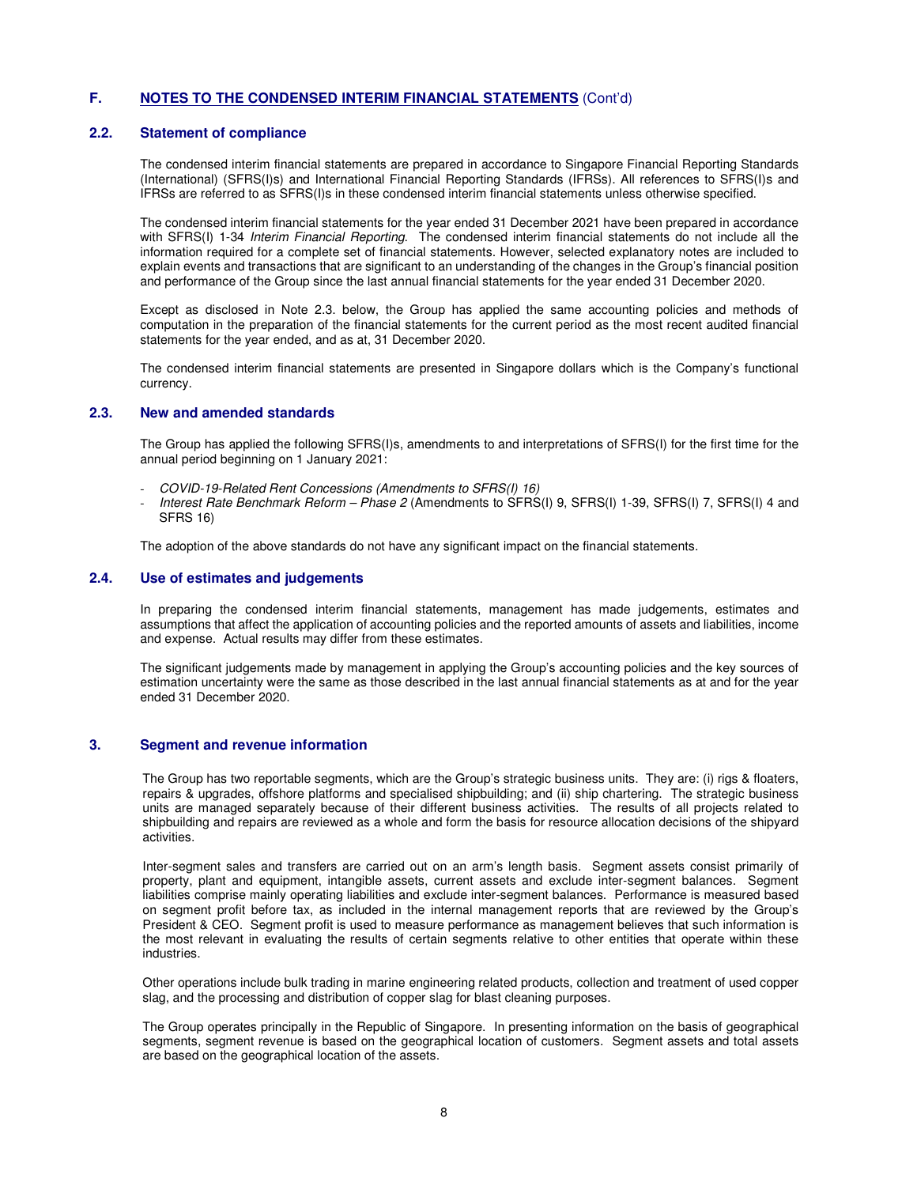## F. NOTES TO THE CONDENSED INTERIM FINANCIAL STATEMENTS (Cont'd)

### 2.2. Statement of compliance

The condensed interim financial statements are prepared in accordance to Singapore Financial Reporting Standards (International) (SFRS(I)s) and International Financial Reporting Standards (IFRSs). All references to SFRS(I)s and IFRSs are referred to as SFRS(I)s in these condensed interim financial statements unless otherwise specified.

The condensed interim financial statements for the year ended 31 December 2021 have been prepared in accordance with SFRS(I) 1-34 *Interim Financial Reporting.* The condensed interim financial statements do not include all the information required for a complete set of financial statements. However, selected explanatory notes are included to explain events and transactions that are significant to an understanding of the changes in the Group's financial position and performance of the Group since the last annual financial statements for the year ended 31 December 2020.

Except as disclosed in Note 2.3. below, the Group has applied the same accounting policies and methods of computation in the preparation of the financial statements for the current period as the most recent audited financial statements for the year ended, and as at, 31 December 2020.

The condensed interim financial statements are presented in Singapore dollars which is the Company's functional currency.

### 2.3. New and amended standards

The Group has applied the following SFRS(I)s, amendments to and interpretations of SFRS(I) for the first time for the annual period beginning on 1 January 2021:

- *COVID-19-Related Rent Concessions (Amendments to SFRS(I) 16)*
- *Interest Rate Benchmark Reform – Phase 2* (Amendments to SFRS(I) 9, SFRS(I) 1-39, SFRS(I) 7, SFRS(I) 4 and SFRS 16)

The adoption of the above standards do not have any significant impact on the financial statements.

### 2.4. Use of estimates and judgements

In preparing the condensed interim financial statements, management has made judgements, estimates and assumptions that affect the application of accounting policies and the reported amounts of assets and liabilities, income and expense. Actual results may differ from these estimates.

The significant judgements made by management in applying the Group's accounting policies and the key sources of estimation uncertainty were the same as those described in the last annual financial statements as at and for the year ended 31 December 2020.

### 3. Segment and revenue information

The Group has two reportable segments, which are the Group's strategic business units. They are: (i) rigs & floaters, repairs & upgrades, offshore platforms and specialised shipbuilding; and (ii) ship chartering. The strategic business units are managed separately because of their different business activities. The results of all projects related to shipbuilding and repairs are reviewed as a whole and form the basis for resource allocation decisions of the shipyard activities.

Inter-segment sales and transfers are carried out on an arm's length basis. Segment assets consist primarily of property, plant and equipment, intangible assets, current assets and exclude inter-segment balances. Segment liabilities comprise mainly operating liabilities and exclude inter-segment balances. Performance is measured based on segment profit before tax, as included in the internal management reports that are reviewed by the Group's President & CEO. Segment profit is used to measure performance as management believes that such information is the most relevant in evaluating the results of certain segments relative to other entities that operate within these industries.

Other operations include bulk trading in marine engineering related products, collection and treatment of used copper slag, and the processing and distribution of copper slag for blast cleaning purposes.

The Group operates principally in the Republic of Singapore. In presenting information on the basis of geographical segments, segment revenue is based on the geographical location of customers. Segment assets and total assets are based on the geographical location of the assets.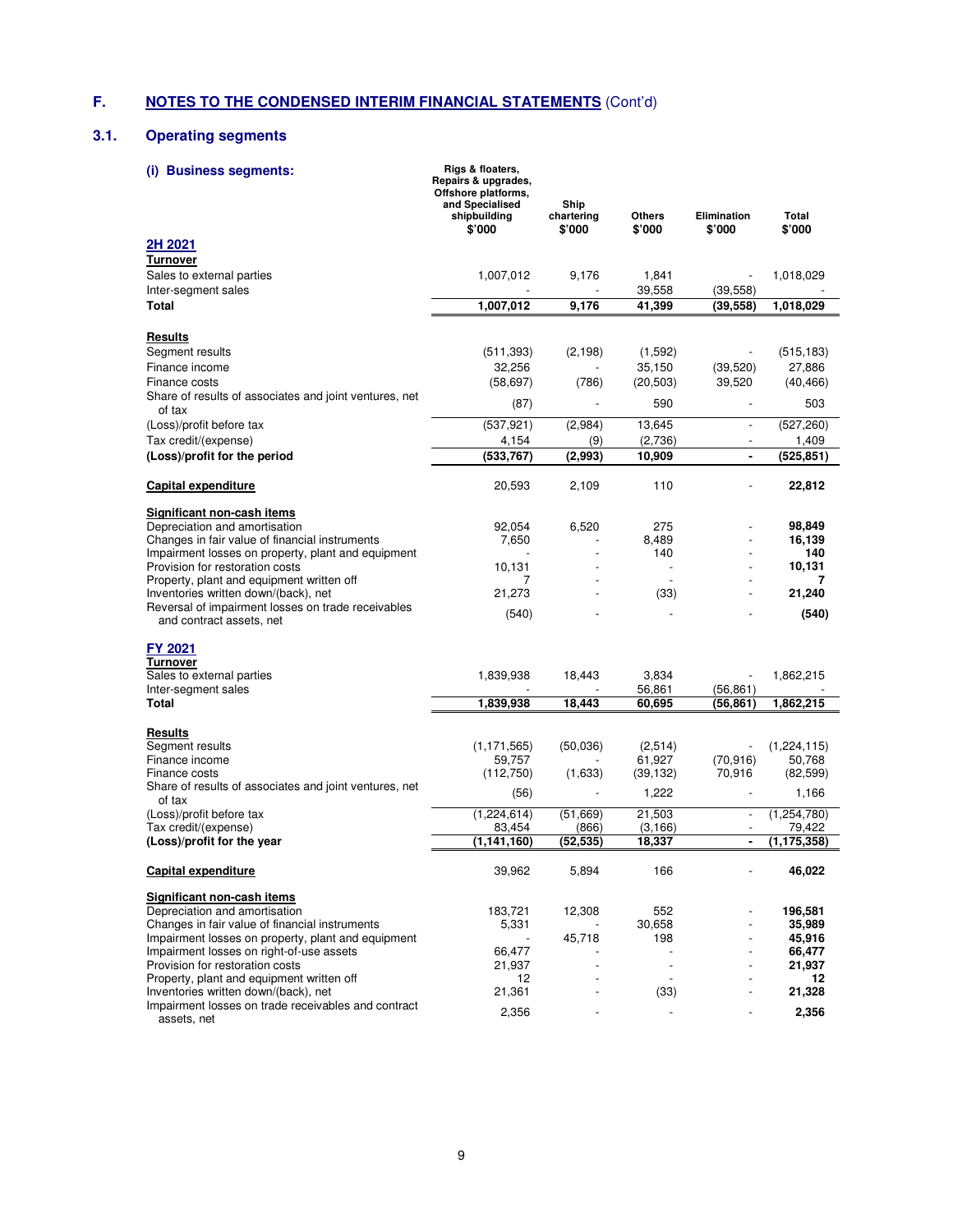# F. NOTES TO THE CONDENSED INTERIM FINANCIAL STATEMENTS (Cont'd)

## 3.1. Operating segments

### (i) Business segments:

| | Rigs & floaters, Repairs & upgrades, Offshore platforms, and Specialised shipbuilding $'000 | Ship chartering $'000 | Others $'000 | Elimination $'000 | Total $'000 |
|---|---|---|---|---|---|
| **2H 2021** | | | | | |
| **Turnover** | | | | | |
| Sales to external parties | 1,007,012 | 9,176 | 1,841 | - | 1,018,029 |
| Inter-segment sales | - | - | 39,558 | (39,558) | - |
| **Total** | **1,007,012** | **9,176** | **41,399** | **(39,558)** | **1,018,029** |
| | | | | | |
| **Results** | | | | | |
| Segment results | (511,393) | (2,198) | (1,592) | - | (515,183) |
| Finance income | 32,256 | - | 35,150 | (39,520) | 27,886 |
| Finance costs | (58,697) | (786) | (20,503) | 39,520 | (40,466) |
| Share of results of associates and joint ventures, net of tax | (87) | - | 590 | - | 503 |
| (Loss)/profit before tax | (537,921) | (2,984) | 13,645 | - | (527,260) |
| Tax credit/(expense) | 4,154 | (9) | (2,736) | - | 1,409 |
| **(Loss)/profit for the period** | **(533,767)** | **(2,993)** | **10,909** | **-** | **(525,851)** |
| | | | | | |
| **Capital expenditure** | 20,593 | 2,109 | 110 | - | **22,812** |
| | | | | | |
| **Significant non-cash items** | | | | | |
| Depreciation and amortisation | 92,054 | 6,520 | 275 | - | **98,849** |
| Changes in fair value of financial instruments | 7,650 | - | 8,489 | - | **16,139** |
| Impairment losses on property, plant and equipment | - | - | 140 | - | **140** |
| Provision for restoration costs | 10,131 | - | - | - | **10,131** |
| Property, plant and equipment written off | 7 | - | - | - | **7** |
| Inventories written down/(back), net | 21,273 | - | (33) | - | **21,240** |
| Reversal of impairment losses on trade receivables and contract assets, net | (540) | - | - | - | **(540)** |
| | | | | | |
| **FY 2021** | | | | | |
| **Turnover** | | | | | |
| Sales to external parties | 1,839,938 | 18,443 | 3,834 | - | 1,862,215 |
| Inter-segment sales | - | - | 56,861 | (56,861) | - |
| **Total** | **1,839,938** | **18,443** | **60,695** | **(56,861)** | **1,862,215** |
| | | | | | |
| **Results** | | | | | |
| Segment results | (1,171,565) | (50,036) | (2,514) | - | (1,224,115) |
| Finance income | 59,757 | - | 61,927 | (70,916) | 50,768 |
| Finance costs | (112,750) | (1,633) | (39,132) | 70,916 | (82,599) |
| Share of results of associates and joint ventures, net of tax | (56) | - | 1,222 | - | 1,166 |
| (Loss)/profit before tax | (1,224,614) | (51,669) | 21,503 | - | (1,254,780) |
| Tax credit/(expense) | 83,454 | (866) | (3,166) | - | 79,422 |
| **(Loss)/profit for the year** | **(1,141,160)** | **(52,535)** | **18,337** | **-** | **(1,175,358)** |
| | | | | | |
| **Capital expenditure** | 39,962 | 5,894 | 166 | - | **46,022** |
| | | | | | |
| **Significant non-cash items** | | | | | |
| Depreciation and amortisation | 183,721 | 12,308 | 552 | - | **196,581** |
| Changes in fair value of financial instruments | 5,331 | - | 30,658 | - | **35,989** |
| Impairment losses on property, plant and equipment | - | 45,718 | 198 | - | **45,916** |
| Impairment losses on right-of-use assets | 66,477 | - | - | - | **66,477** |
| Provision for restoration costs | 21,937 | - | - | - | **21,937** |
| Property, plant and equipment written off | 12 | - | - | - | **12** |
| Inventories written down/(back), net | 21,361 | - | (33) | - | **21,328** |
| Impairment losses on trade receivables and contract assets, net | 2,356 | - | - | - | **2,356** |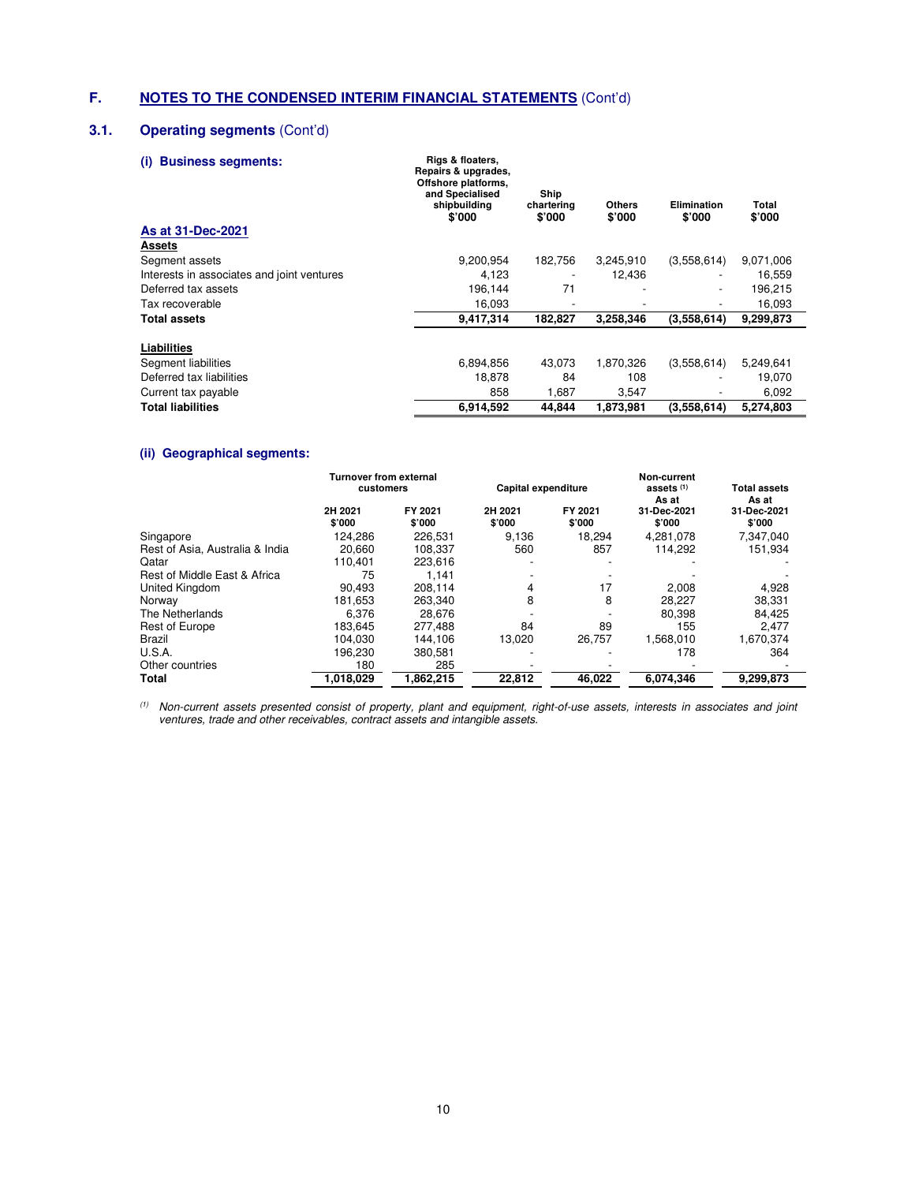## F. NOTES TO THE CONDENSED INTERIM FINANCIAL STATEMENTS (Cont'd)

### 3.1. Operating segments (Cont'd)

#### (i) Business segments:

| | Rigs & floaters, Repairs & upgrades, Offshore platforms, and Specialised shipbuilding $'000 | Ship chartering $'000 | Others $'000 | Elimination $'000 | Total $'000 |
|---|---|---|---|---|---|
| **As at 31-Dec-2021** | | | | | |
| **Assets** | | | | | |
| Segment assets | 9,200,954 | 182,756 | 3,245,910 | (3,558,614) | 9,071,006 |
| Interests in associates and joint ventures | 4,123 | - | 12,436 | - | 16,559 |
| Deferred tax assets | 196,144 | 71 | - | - | 196,215 |
| Tax recoverable | 16,093 | - | - | - | 16,093 |
| **Total assets** | **9,417,314** | **182,827** | **3,258,346** | **(3,558,614)** | **9,299,873** |
| | | | | | |
| **Liabilities** | | | | | |
| Segment liabilities | 6,894,856 | 43,073 | 1,870,326 | (3,558,614) | 5,249,641 |
| Deferred tax liabilities | 18,878 | 84 | 108 | - | 19,070 |
| Current tax payable | 858 | 1,687 | 3,547 | - | 6,092 |
| **Total liabilities** | **6,914,592** | **44,844** | **1,873,981** | **(3,558,614)** | **5,274,803** |

#### (ii) Geographical segments:

| | Turnover from external customers | | Capital expenditure | | Non-current assets (1) | Total assets |
|---|---|---|---|---|---|---|
| | 2H 2021 $'000 | FY 2021 $'000 | 2H 2021 $'000 | FY 2021 $'000 | As at 31-Dec-2021 $'000 | As at 31-Dec-2021 $'000 |
| Singapore | 124,286 | 226,531 | 9,136 | 18,294 | 4,281,078 | 7,347,040 |
| Rest of Asia, Australia & India | 20,660 | 108,337 | 560 | 857 | 114,292 | 151,934 |
| Qatar | 110,401 | 223,616 | - | - | - | - |
| Rest of Middle East & Africa | 75 | 1,141 | - | - | - | - |
| United Kingdom | 90,493 | 208,114 | 4 | 17 | 2,008 | 4,928 |
| Norway | 181,653 | 263,340 | 8 | 8 | 28,227 | 38,331 |
| The Netherlands | 6,376 | 28,676 | - | - | 80,398 | 84,425 |
| Rest of Europe | 183,645 | 277,488 | 84 | 89 | 155 | 2,477 |
| Brazil | 104,030 | 144,106 | 13,020 | 26,757 | 1,568,010 | 1,670,374 |
| U.S.A. | 196,230 | 380,581 | - | - | 178 | 364 |
| Other countries | 180 | 285 | - | - | - | - |
| **Total** | **1,018,029** | **1,862,215** | **22,812** | **46,022** | **6,074,346** | **9,299,873** |

*(1) Non-current assets presented consist of property, plant and equipment, right-of-use assets, interests in associates and joint ventures, trade and other receivables, contract assets and intangible assets.*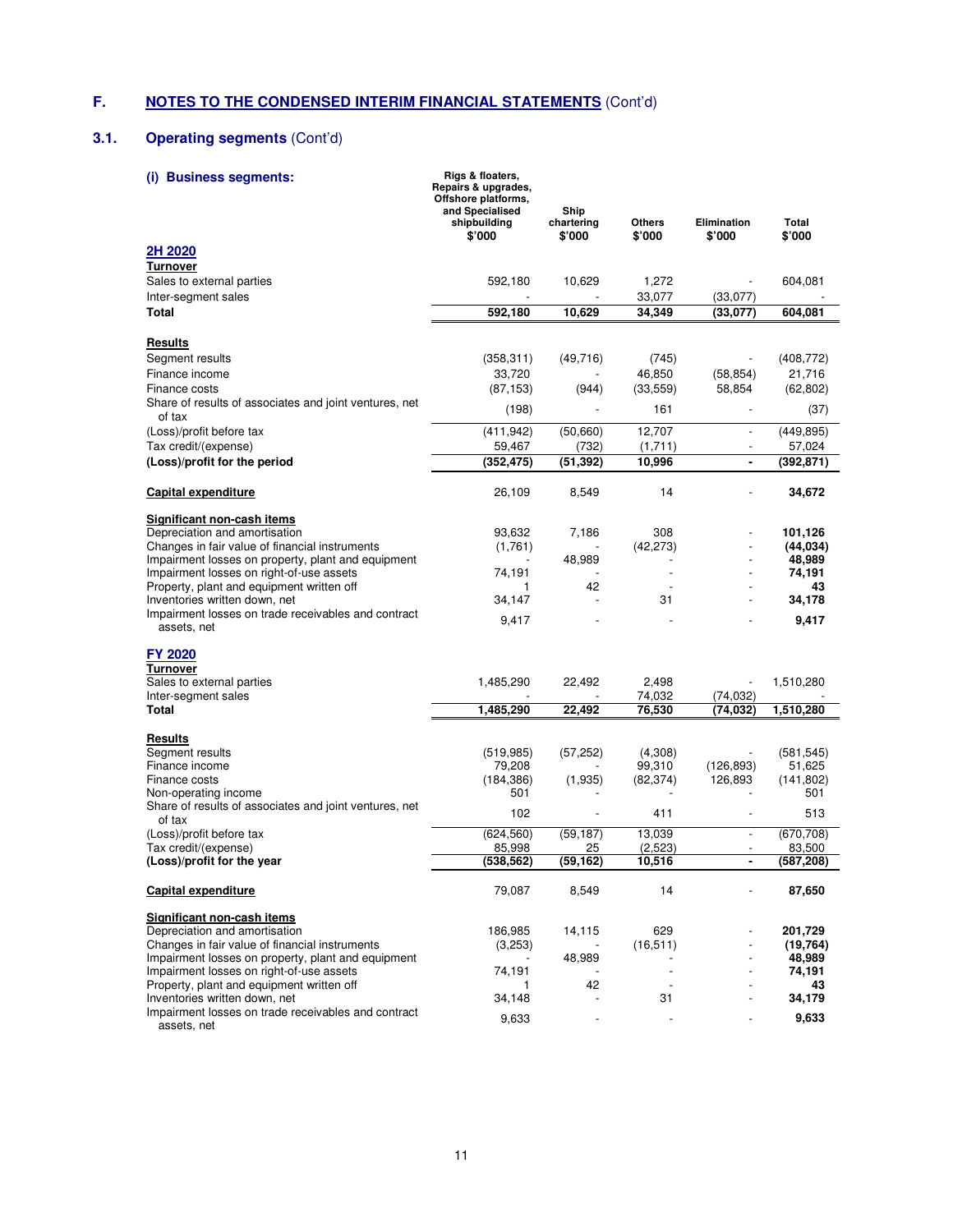## F. NOTES TO THE CONDENSED INTERIM FINANCIAL STATEMENTS (Cont'd)

### 3.1. Operating segments (Cont'd)

#### (i) Business segments:

| | Rigs & floaters, Repairs & upgrades, Offshore platforms, and Specialised shipbuilding $'000 | Ship chartering $'000 | Others $'000 | Elimination $'000 | Total $'000 |
|---|---|---|---|---|---|
| **2H 2020** | | | | | |
| **Turnover** | | | | | |
| Sales to external parties | 592,180 | 10,629 | 1,272 | - | 604,081 |
| Inter-segment sales | - | - | 33,077 | (33,077) | - |
| **Total** | **592,180** | **10,629** | **34,349** | **(33,077)** | **604,081** |
| | | | | | |
| **Results** | | | | | |
| Segment results | (358,311) | (49,716) | (745) | - | (408,772) |
| Finance income | 33,720 | - | 46,850 | (58,854) | 21,716 |
| Finance costs | (87,153) | (944) | (33,559) | 58,854 | (62,802) |
| Share of results of associates and joint ventures, net of tax | (198) | - | 161 | - | (37) |
| (Loss)/profit before tax | (411,942) | (50,660) | 12,707 | - | (449,895) |
| Tax credit/(expense) | 59,467 | (732) | (1,711) | - | 57,024 |
| **(Loss)/profit for the period** | **(352,475)** | **(51,392)** | **10,996** | **-** | **(392,871)** |
| | | | | | |
| **Capital expenditure** | 26,109 | 8,549 | 14 | - | **34,672** |
| | | | | | |
| **Significant non-cash items** | | | | | |
| Depreciation and amortisation | 93,632 | 7,186 | 308 | - | **101,126** |
| Changes in fair value of financial instruments | (1,761) | - | (42,273) | - | **(44,034)** |
| Impairment losses on property, plant and equipment | - | 48,989 | - | - | **48,989** |
| Impairment losses on right-of-use assets | 74,191 | - | - | - | **74,191** |
| Property, plant and equipment written off | 1 | 42 | - | - | **43** |
| Inventories written down, net | 34,147 | - | 31 | - | **34,178** |
| Impairment losses on trade receivables and contract assets, net | 9,417 | - | - | - | **9,417** |
| | | | | | |
| **FY 2020** | | | | | |
| **Turnover** | | | | | |
| Sales to external parties | 1,485,290 | 22,492 | 2,498 | - | 1,510,280 |
| Inter-segment sales | - | - | 74,032 | (74,032) | - |
| **Total** | **1,485,290** | **22,492** | **76,530** | **(74,032)** | **1,510,280** |
| | | | | | |
| **Results** | | | | | |
| Segment results | (519,985) | (57,252) | (4,308) | - | (581,545) |
| Finance income | 79,208 | - | 99,310 | (126,893) | 51,625 |
| Finance costs | (184,386) | (1,935) | (82,374) | 126,893 | (141,802) |
| Non-operating income | 501 | - | - | - | 501 |
| Share of results of associates and joint ventures, net of tax | 102 | - | 411 | - | 513 |
| (Loss)/profit before tax | (624,560) | (59,187) | 13,039 | - | (670,708) |
| Tax credit/(expense) | 85,998 | 25 | (2,523) | - | 83,500 |
| **(Loss)/profit for the year** | **(538,562)** | **(59,162)** | **10,516** | **-** | **(587,208)** |
| | | | | | |
| **Capital expenditure** | 79,087 | 8,549 | 14 | - | **87,650** |
| | | | | | |
| **Significant non-cash items** | | | | | |
| Depreciation and amortisation | 186,985 | 14,115 | 629 | - | **201,729** |
| Changes in fair value of financial instruments | (3,253) | - | (16,511) | - | **(19,764)** |
| Impairment losses on property, plant and equipment | - | 48,989 | - | - | **48,989** |
| Impairment losses on right-of-use assets | 74,191 | - | - | - | **74,191** |
| Property, plant and equipment written off | 1 | 42 | - | - | **43** |
| Inventories written down, net | 34,148 | - | 31 | - | **34,179** |
| Impairment losses on trade receivables and contract assets, net | 9,633 | - | - | - | **9,633** |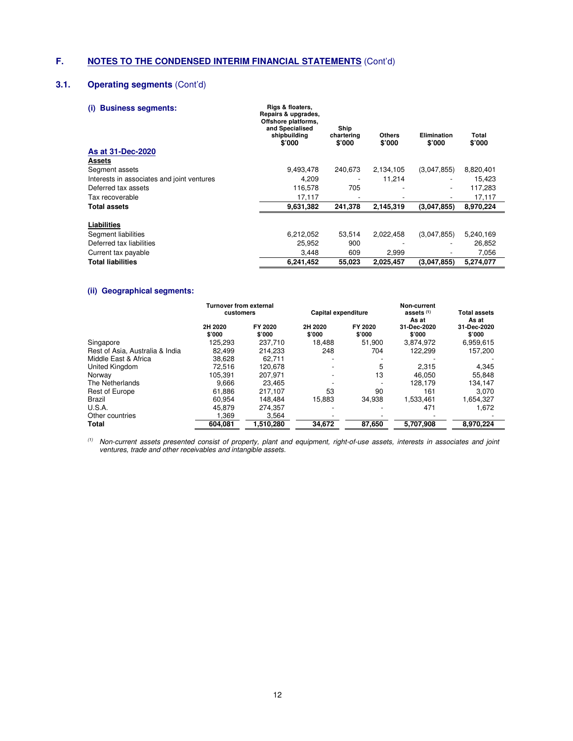## F. NOTES TO THE CONDENSED INTERIM FINANCIAL STATEMENTS (Cont'd)

### 3.1. Operating segments (Cont'd)

#### (i) Business segments:

| | Rigs & floaters, Repairs & upgrades, Offshore platforms, and Specialised shipbuilding $'000 | Ship chartering $'000 | Others $'000 | Elimination $'000 | Total $'000 |
|---|---|---|---|---|---|
| **As at 31-Dec-2020** | | | | | |
| **Assets** | | | | | |
| Segment assets | 9,493,478 | 240,673 | 2,134,105 | (3,047,855) | 8,820,401 |
| Interests in associates and joint ventures | 4,209 | - | 11,214 | - | 15,423 |
| Deferred tax assets | 116,578 | 705 | - | - | 117,283 |
| Tax recoverable | 17,117 | - | - | - | 17,117 |
| **Total assets** | **9,631,382** | **241,378** | **2,145,319** | **(3,047,855)** | **8,970,224** |
| | | | | | |
| **Liabilities** | | | | | |
| Segment liabilities | 6,212,052 | 53,514 | 2,022,458 | (3,047,855) | 5,240,169 |
| Deferred tax liabilities | 25,952 | 900 | - | - | 26,852 |
| Current tax payable | 3,448 | 609 | 2,999 | - | 7,056 |
| **Total liabilities** | **6,241,452** | **55,023** | **2,025,457** | **(3,047,855)** | **5,274,077** |

#### (ii) Geographical segments:

| | Turnover from external customers | | Capital expenditure | | Non-current assets [(1)] | Total assets |
|---|---|---|---|---|---|---|
| | 2H 2020 $'000 | FY 2020 $'000 | 2H 2020 $'000 | FY 2020 $'000 | As at 31-Dec-2020 $'000 | As at 31-Dec-2020 $'000 |
| Singapore | 125,293 | 237,710 | 18,488 | 51,900 | 3,874,972 | 6,959,615 |
| Rest of Asia, Australia & India | 82,499 | 214,233 | 248 | 704 | 122,299 | 157,200 |
| Middle East & Africa | 38,628 | 62,711 | - | - | - | - |
| United Kingdom | 72,516 | 120,678 | - | 5 | 2,315 | 4,345 |
| Norway | 105,391 | 207,971 | - | 13 | 46,050 | 55,848 |
| The Netherlands | 9,666 | 23,465 | - | - | 128,179 | 134,147 |
| Rest of Europe | 61,886 | 217,107 | 53 | 90 | 161 | 3,070 |
| Brazil | 60,954 | 148,484 | 15,883 | 34,938 | 1,533,461 | 1,654,327 |
| U.S.A. | 45,879 | 274,357 | - | - | 471 | 1,672 |
| Other countries | 1,369 | 3,564 | - | - | - | - |
| **Total** | **604,081** | **1,510,280** | **34,672** | **87,650** | **5,707,908** | **8,970,224** |

*[(1)] Non-current assets presented consist of property, plant and equipment, right-of-use assets, interests in associates and joint ventures, trade and other receivables and intangible assets.*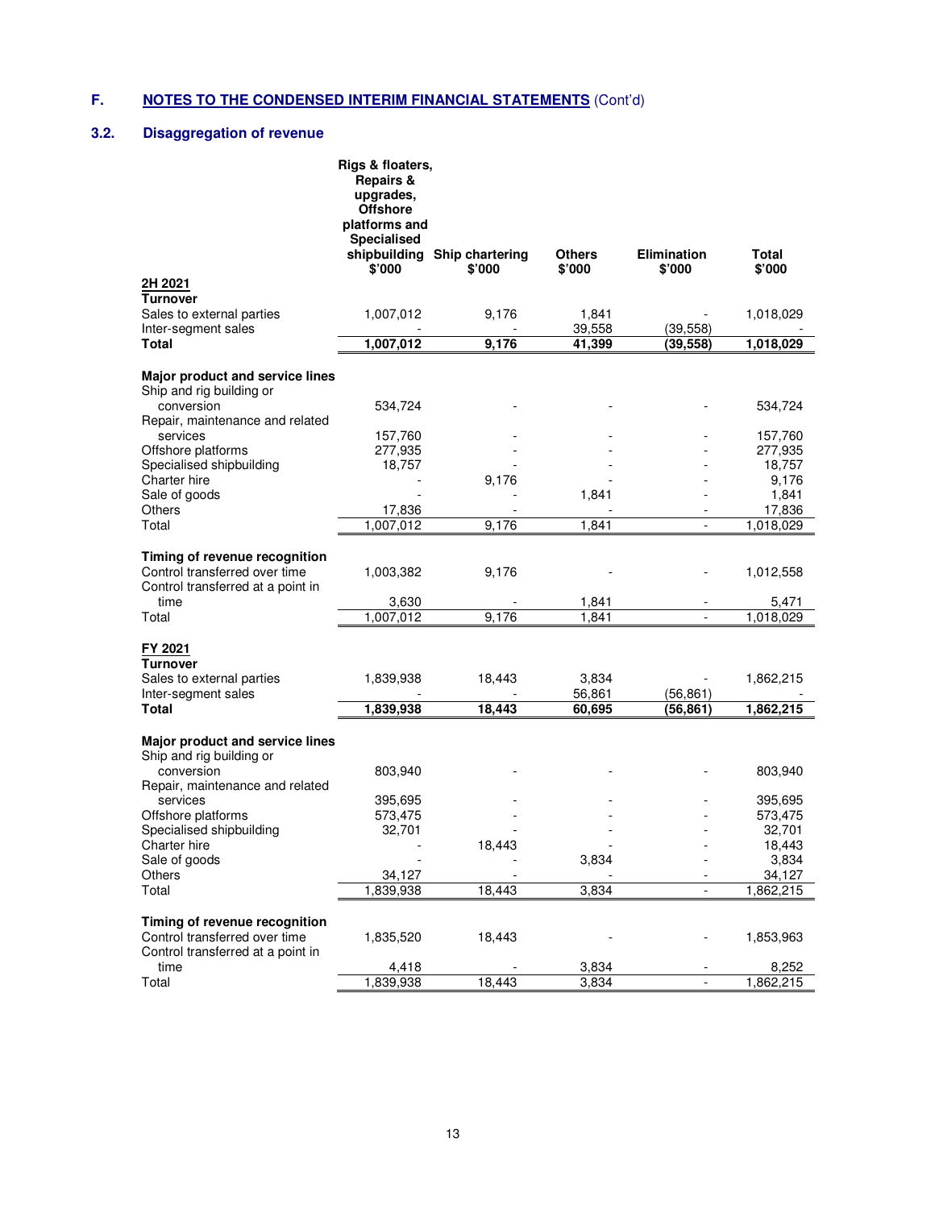## F. NOTES TO THE CONDENSED INTERIM FINANCIAL STATEMENTS (Cont'd)

### 3.2. Disaggregation of revenue

| | Rigs & floaters, Repairs & upgrades, Offshore platforms and Specialised shipbuilding $'000 | Ship chartering $'000 | Others $'000 | Elimination $'000 | Total $'000 |
|---|---|---|---|---|---|
| **2H 2021** | | | | | |
| **Turnover** | | | | | |
| Sales to external parties | 1,007,012 | 9,176 | 1,841 | - | 1,018,029 |
| Inter-segment sales | - | - | 39,558 | (39,558) | - |
| **Total** | **1,007,012** | **9,176** | **41,399** | **(39,558)** | **1,018,029** |
| | | | | | |
| **Major product and service lines** | | | | | |
| Ship and rig building or conversion | 534,724 | - | - | - | 534,724 |
| Repair, maintenance and related services | 157,760 | - | - | - | 157,760 |
| Offshore platforms | 277,935 | - | - | - | 277,935 |
| Specialised shipbuilding | 18,757 | - | - | - | 18,757 |
| Charter hire | - | 9,176 | - | - | 9,176 |
| Sale of goods | - | - | 1,841 | - | 1,841 |
| Others | 17,836 | - | - | - | 17,836 |
| Total | 1,007,012 | 9,176 | 1,841 | - | 1,018,029 |
| | | | | | |
| **Timing of revenue recognition** | | | | | |
| Control transferred over time | 1,003,382 | 9,176 | - | - | 1,012,558 |
| Control transferred at a point in time | 3,630 | - | 1,841 | - | 5,471 |
| Total | 1,007,012 | 9,176 | 1,841 | - | 1,018,029 |
| | | | | | |
| **FY 2021** | | | | | |
| **Turnover** | | | | | |
| Sales to external parties | 1,839,938 | 18,443 | 3,834 | - | 1,862,215 |
| Inter-segment sales | - | - | 56,861 | (56,861) | - |
| **Total** | **1,839,938** | **18,443** | **60,695** | **(56,861)** | **1,862,215** |
| | | | | | |
| **Major product and service lines** | | | | | |
| Ship and rig building or conversion | 803,940 | - | - | - | 803,940 |
| Repair, maintenance and related services | 395,695 | - | - | - | 395,695 |
| Offshore platforms | 573,475 | - | - | - | 573,475 |
| Specialised shipbuilding | 32,701 | - | - | - | 32,701 |
| Charter hire | - | 18,443 | - | - | 18,443 |
| Sale of goods | - | - | 3,834 | - | 3,834 |
| Others | 34,127 | - | - | - | 34,127 |
| Total | 1,839,938 | 18,443 | 3,834 | - | 1,862,215 |
| | | | | | |
| **Timing of revenue recognition** | | | | | |
| Control transferred over time | 1,835,520 | 18,443 | - | - | 1,853,963 |
| Control transferred at a point in time | 4,418 | - | 3,834 | - | 8,252 |
| Total | 1,839,938 | 18,443 | 3,834 | - | 1,862,215 |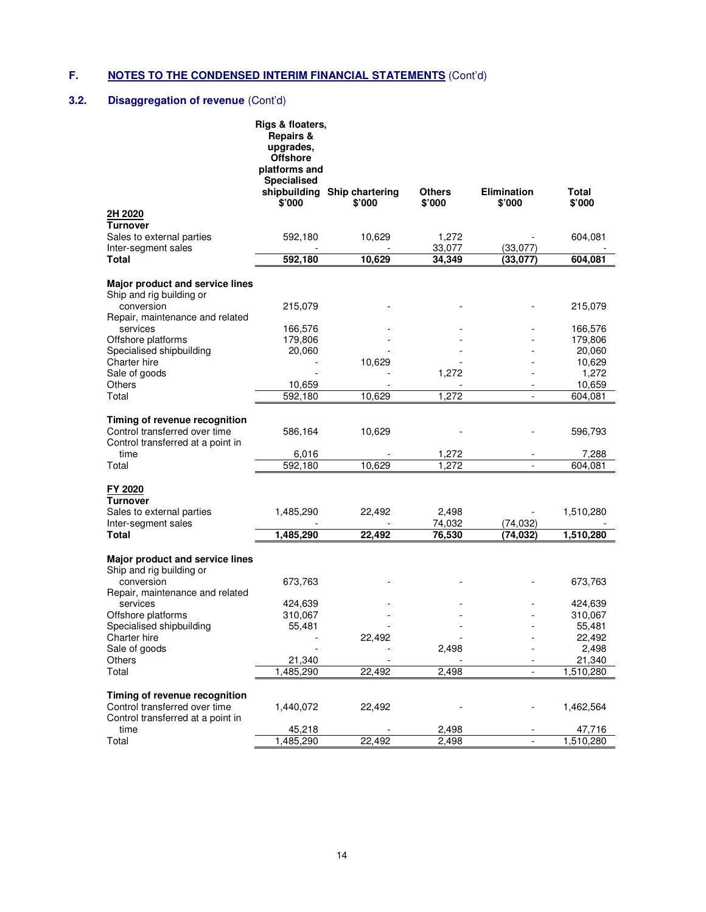## F. NOTES TO THE CONDENSED INTERIM FINANCIAL STATEMENTS (Cont'd)

### 3.2. Disaggregation of revenue (Cont'd)

| | Rigs & floaters, Repairs & upgrades, Offshore platforms and Specialised shipbuilding $'000 | Ship chartering $'000 | Others $'000 | Elimination $'000 | Total $'000 |
|---|---|---|---|---|---|
| **2H 2020** | | | | | |
| **Turnover** | | | | | |
| Sales to external parties | 592,180 | 10,629 | 1,272 | - | 604,081 |
| Inter-segment sales | - | - | 33,077 | (33,077) | - |
| **Total** | **592,180** | **10,629** | **34,349** | **(33,077)** | **604,081** |
| | | | | | |
| **Major product and service lines** | | | | | |
| Ship and rig building or conversion | 215,079 | - | - | - | 215,079 |
| Repair, maintenance and related services | 166,576 | - | - | - | 166,576 |
| Offshore platforms | 179,806 | - | - | - | 179,806 |
| Specialised shipbuilding | 20,060 | - | - | - | 20,060 |
| Charter hire | - | 10,629 | - | - | 10,629 |
| Sale of goods | - | - | 1,272 | - | 1,272 |
| Others | 10,659 | - | - | - | 10,659 |
| Total | 592,180 | 10,629 | 1,272 | - | 604,081 |
| | | | | | |
| **Timing of revenue recognition** | | | | | |
| Control transferred over time | 586,164 | 10,629 | - | - | 596,793 |
| Control transferred at a point in time | 6,016 | - | 1,272 | - | 7,288 |
| Total | 592,180 | 10,629 | 1,272 | - | 604,081 |
| | | | | | |
| **FY 2020** | | | | | |
| **Turnover** | | | | | |
| Sales to external parties | 1,485,290 | 22,492 | 2,498 | - | 1,510,280 |
| Inter-segment sales | - | - | 74,032 | (74,032) | - |
| **Total** | **1,485,290** | **22,492** | **76,530** | **(74,032)** | **1,510,280** |
| | | | | | |
| **Major product and service lines** | | | | | |
| Ship and rig building or conversion | 673,763 | - | - | - | 673,763 |
| Repair, maintenance and related services | 424,639 | - | - | - | 424,639 |
| Offshore platforms | 310,067 | - | - | - | 310,067 |
| Specialised shipbuilding | 55,481 | - | - | - | 55,481 |
| Charter hire | - | 22,492 | - | - | 22,492 |
| Sale of goods | - | - | 2,498 | - | 2,498 |
| Others | 21,340 | - | - | - | 21,340 |
| Total | 1,485,290 | 22,492 | 2,498 | - | 1,510,280 |
| | | | | | |
| **Timing of revenue recognition** | | | | | |
| Control transferred over time | 1,440,072 | 22,492 | - | - | 1,462,564 |
| Control transferred at a point in time | 45,218 | - | 2,498 | - | 47,716 |
| Total | 1,485,290 | 22,492 | 2,498 | - | 1,510,280 |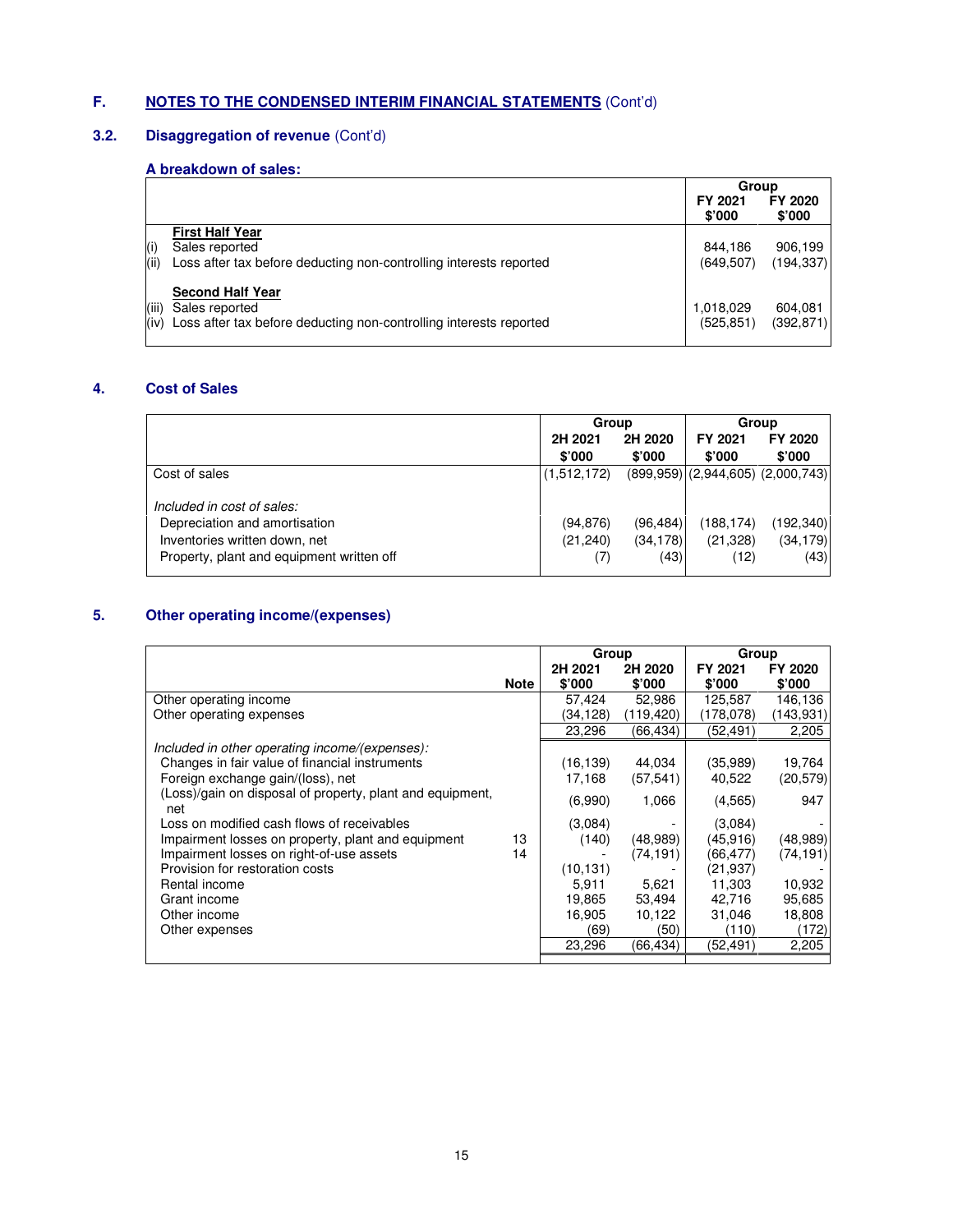## F. NOTES TO THE CONDENSED INTERIM FINANCIAL STATEMENTS (Cont'd)

### 3.2. Disaggregation of revenue (Cont'd)

**A breakdown of sales:**

| | | Group | |
|---|---|---|---|
| | | FY 2021<br>$'000 | FY 2020<br>$'000 |
| | **First Half Year** | | |
| (i) | Sales reported | 844,186 | 906,199 |
| (ii) | Loss after tax before deducting non-controlling interests reported | (649,507) | (194,337) |
| | **Second Half Year** | | |
| (iii) | Sales reported | 1,018,029 | 604,081 |
| (iv) | Loss after tax before deducting non-controlling interests reported | (525,851) | (392,871) |

### 4. Cost of Sales

| | Group | | Group | |
|---|---|---|---|---|
| | 2H 2021<br>$'000 | 2H 2020<br>$'000 | FY 2021<br>$'000 | FY 2020<br>$'000 |
| Cost of sales | (1,512,172) | (899,959) | (2,944,605) | (2,000,743) |
| *Included in cost of sales:* | | | | |
| Depreciation and amortisation | (94,876) | (96,484) | (188,174) | (192,340) |
| Inventories written down, net | (21,240) | (34,178) | (21,328) | (34,179) |
| Property, plant and equipment written off | (7) | (43) | (12) | (43) |

### 5. Other operating income/(expenses)

| | Note | Group | | Group | |
|---|---|---|---|---|---|
| | | 2H 2021<br>$'000 | 2H 2020<br>$'000 | FY 2021<br>$'000 | FY 2020<br>$'000 |
| Other operating income | | 57,424 | 52,986 | 125,587 | 146,136 |
| Other operating expenses | | (34,128) | (119,420) | (178,078) | (143,931) |
| | | 23,296 | (66,434) | (52,491) | 2,205 |
| *Included in other operating income/(expenses):* | | | | | |
| Changes in fair value of financial instruments | | (16,139) | 44,034 | (35,989) | 19,764 |
| Foreign exchange gain/(loss), net | | 17,168 | (57,541) | 40,522 | (20,579) |
| (Loss)/gain on disposal of property, plant and equipment, net | | (6,990) | 1,066 | (4,565) | 947 |
| Loss on modified cash flows of receivables | | (3,084) | - | (3,084) | - |
| Impairment losses on property, plant and equipment | 13 | (140) | (48,989) | (45,916) | (48,989) |
| Impairment losses on right-of-use assets | 14 | - | (74,191) | (66,477) | (74,191) |
| Provision for restoration costs | | (10,131) | - | (21,937) | - |
| Rental income | | 5,911 | 5,621 | 11,303 | 10,932 |
| Grant income | | 19,865 | 53,494 | 42,716 | 95,685 |
| Other income | | 16,905 | 10,122 | 31,046 | 18,808 |
| Other expenses | | (69) | (50) | (110) | (172) |
| | | 23,296 | (66,434) | (52,491) | 2,205 |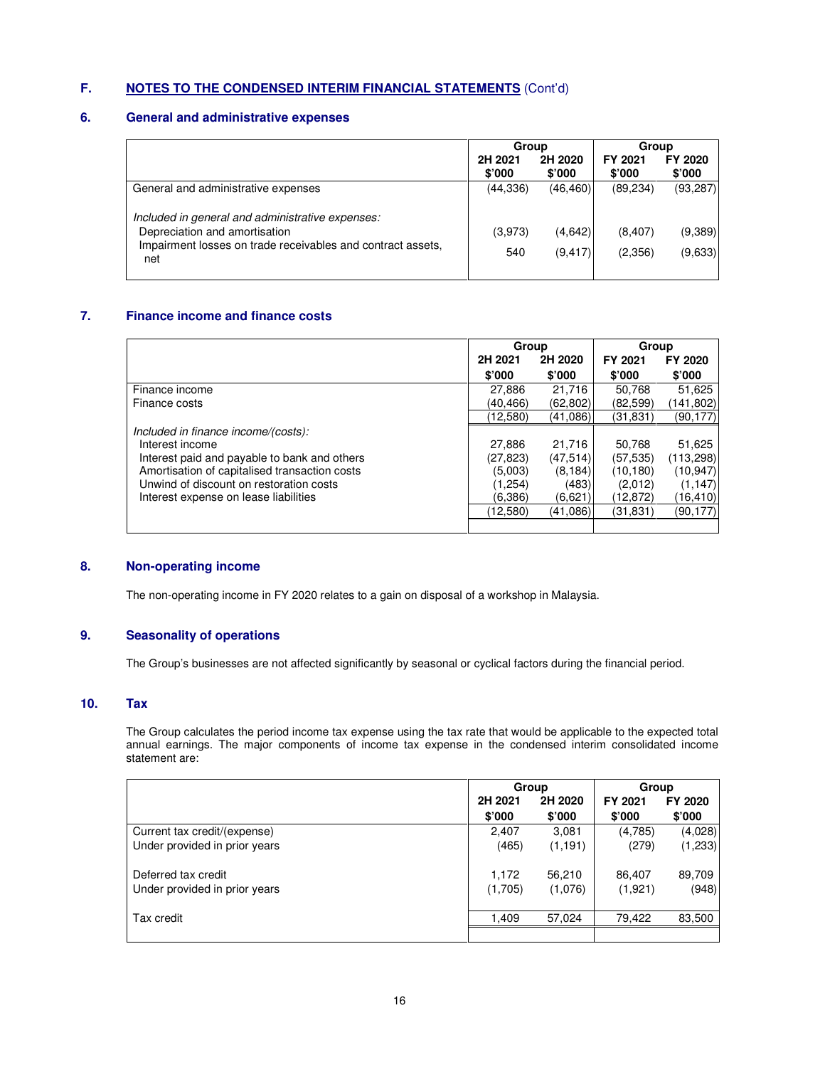## F. NOTES TO THE CONDENSED INTERIM FINANCIAL STATEMENTS (Cont'd)

### 6. General and administrative expenses

| | Group | | Group | |
|---|---|---|---|---|
| | 2H 2021<br>$'000 | 2H 2020<br>$'000 | FY 2021<br>$'000 | FY 2020<br>$'000 |
| General and administrative expenses | (44,336) | (46,460) | (89,234) | (93,287) |
| *Included in general and administrative expenses:* | | | | |
| Depreciation and amortisation | (3,973) | (4,642) | (8,407) | (9,389) |
| Impairment losses on trade receivables and contract assets, net | 540 | (9,417) | (2,356) | (9,633) |

### 7. Finance income and finance costs

| | Group | | Group | |
|---|---|---|---|---|
| | 2H 2021<br>$'000 | 2H 2020<br>$'000 | FY 2021<br>$'000 | FY 2020<br>$'000 |
| Finance income | 27,886 | 21,716 | 50,768 | 51,625 |
| Finance costs | (40,466) | (62,802) | (82,599) | (141,802) |
| | (12,580) | (41,086) | (31,831) | (90,177) |
| *Included in finance income/(costs):* | | | | |
| Interest income | 27,886 | 21,716 | 50,768 | 51,625 |
| Interest paid and payable to bank and others | (27,823) | (47,514) | (57,535) | (113,298) |
| Amortisation of capitalised transaction costs | (5,003) | (8,184) | (10,180) | (10,947) |
| Unwind of discount on restoration costs | (1,254) | (483) | (2,012) | (1,147) |
| Interest expense on lease liabilities | (6,386) | (6,621) | (12,872) | (16,410) |
| | (12,580) | (41,086) | (31,831) | (90,177) |

### 8. Non-operating income

The non-operating income in FY 2020 relates to a gain on disposal of a workshop in Malaysia.

### 9. Seasonality of operations

The Group's businesses are not affected significantly by seasonal or cyclical factors during the financial period.

### 10. Tax

The Group calculates the period income tax expense using the tax rate that would be applicable to the expected total annual earnings. The major components of income tax expense in the condensed interim consolidated income statement are:

| | Group | | Group | |
|---|---|---|---|---|
| | 2H 2021<br>$'000 | 2H 2020<br>$'000 | FY 2021<br>$'000 | FY 2020<br>$'000 |
| Current tax credit/(expense) | 2,407 | 3,081 | (4,785) | (4,028) |
| Under provided in prior years | (465) | (1,191) | (279) | (1,233) |
| Deferred tax credit | 1,172 | 56,210 | 86,407 | 89,709 |
| Under provided in prior years | (1,705) | (1,076) | (1,921) | (948) |
| Tax credit | 1,409 | 57,024 | 79,422 | 83,500 |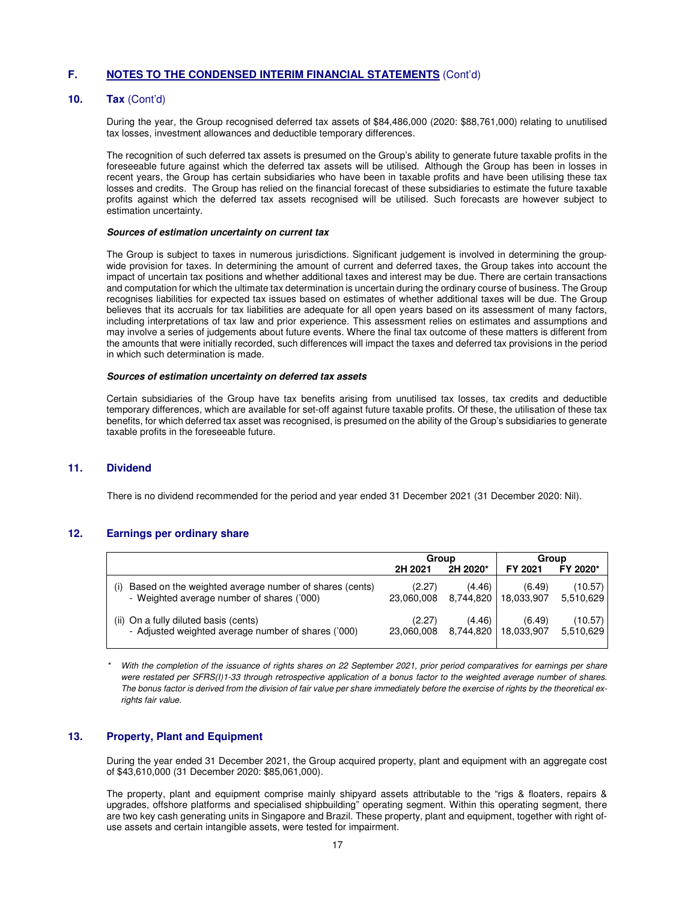## F. NOTES TO THE CONDENSED INTERIM FINANCIAL STATEMENTS (Cont'd)

### 10. Tax (Cont'd)

During the year, the Group recognised deferred tax assets of $84,486,000 (2020: $88,761,000) relating to unutilised tax losses, investment allowances and deductible temporary differences.

The recognition of such deferred tax assets is presumed on the Group's ability to generate future taxable profits in the foreseeable future against which the deferred tax assets will be utilised. Although the Group has been in losses in recent years, the Group has certain subsidiaries who have been in taxable profits and have been utilising these tax losses and credits. The Group has relied on the financial forecast of these subsidiaries to estimate the future taxable profits against which the deferred tax assets recognised will be utilised. Such forecasts are however subject to estimation uncertainty.

***Sources of estimation uncertainty on current tax***

The Group is subject to taxes in numerous jurisdictions. Significant judgement is involved in determining the group-wide provision for taxes. In determining the amount of current and deferred taxes, the Group takes into account the impact of uncertain tax positions and whether additional taxes and interest may be due. There are certain transactions and computation for which the ultimate tax determination is uncertain during the ordinary course of business. The Group recognises liabilities for expected tax issues based on estimates of whether additional taxes will be due. The Group believes that its accruals for tax liabilities are adequate for all open years based on its assessment of many factors, including interpretations of tax law and prior experience. This assessment relies on estimates and assumptions and may involve a series of judgements about future events. Where the final tax outcome of these matters is different from the amounts that were initially recorded, such differences will impact the taxes and deferred tax provisions in the period in which such determination is made.

***Sources of estimation uncertainty on deferred tax assets***

Certain subsidiaries of the Group have tax benefits arising from unutilised tax losses, tax credits and deductible temporary differences, which are available for set-off against future taxable profits. Of these, the utilisation of these tax benefits, for which deferred tax asset was recognised, is presumed on the ability of the Group's subsidiaries to generate taxable profits in the foreseeable future.

### 11. Dividend

There is no dividend recommended for the period and year ended 31 December 2021 (31 December 2020: Nil).

### 12. Earnings per ordinary share

| | Group | | Group | |
|---|---|---|---|---|
| | 2H 2021 | 2H 2020* | FY 2021 | FY 2020* |
| (i) Based on the weighted average number of shares (cents) | (2.27) | (4.46) | (6.49) | (10.57) |
| - Weighted average number of shares ('000) | 23,060,008 | 8,744,820 | 18,033,907 | 5,510,629 |
| (ii) On a fully diluted basis (cents) | (2.27) | (4.46) | (6.49) | (10.57) |
| - Adjusted weighted average number of shares ('000) | 23,060,008 | 8,744,820 | 18,033,907 | 5,510,629 |

\* *With the completion of the issuance of rights shares on 22 September 2021, prior period comparatives for earnings per share were restated per SFRS(I)1-33 through retrospective application of a bonus factor to the weighted average number of shares. The bonus factor is derived from the division of fair value per share immediately before the exercise of rights by the theoretical ex-rights fair value.*

### 13. Property, Plant and Equipment

During the year ended 31 December 2021, the Group acquired property, plant and equipment with an aggregate cost of $43,610,000 (31 December 2020: $85,061,000).

The property, plant and equipment comprise mainly shipyard assets attributable to the "rigs & floaters, repairs & upgrades, offshore platforms and specialised shipbuilding" operating segment. Within this operating segment, there are two key cash generating units in Singapore and Brazil. These property, plant and equipment, together with right of-use assets and certain intangible assets, were tested for impairment.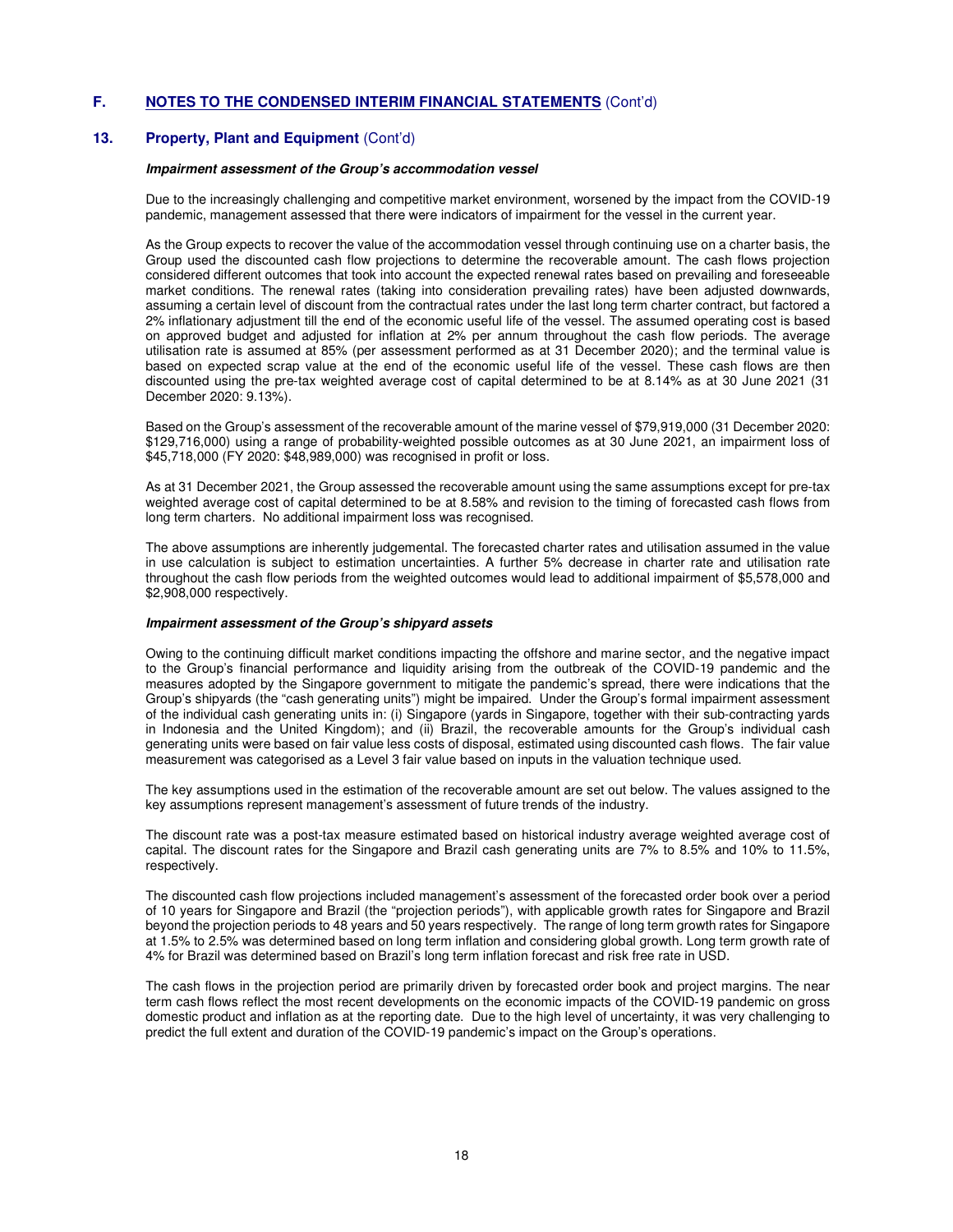## F. NOTES TO THE CONDENSED INTERIM FINANCIAL STATEMENTS (Cont'd)

### 13. Property, Plant and Equipment (Cont'd)

***Impairment assessment of the Group's accommodation vessel***

Due to the increasingly challenging and competitive market environment, worsened by the impact from the COVID-19 pandemic, management assessed that there were indicators of impairment for the vessel in the current year.

As the Group expects to recover the value of the accommodation vessel through continuing use on a charter basis, the Group used the discounted cash flow projections to determine the recoverable amount. The cash flows projection considered different outcomes that took into account the expected renewal rates based on prevailing and foreseeable market conditions. The renewal rates (taking into consideration prevailing rates) have been adjusted downwards, assuming a certain level of discount from the contractual rates under the last long term charter contract, but factored a 2% inflationary adjustment till the end of the economic useful life of the vessel. The assumed operating cost is based on approved budget and adjusted for inflation at 2% per annum throughout the cash flow periods. The average utilisation rate is assumed at 85% (per assessment performed as at 31 December 2020); and the terminal value is based on expected scrap value at the end of the economic useful life of the vessel. These cash flows are then discounted using the pre-tax weighted average cost of capital determined to be at 8.14% as at 30 June 2021 (31 December 2020: 9.13%).

Based on the Group's assessment of the recoverable amount of the marine vessel of $79,919,000 (31 December 2020: $129,716,000) using a range of probability-weighted possible outcomes as at 30 June 2021, an impairment loss of $45,718,000 (FY 2020: $48,989,000) was recognised in profit or loss.

As at 31 December 2021, the Group assessed the recoverable amount using the same assumptions except for pre-tax weighted average cost of capital determined to be at 8.58% and revision to the timing of forecasted cash flows from long term charters. No additional impairment loss was recognised.

The above assumptions are inherently judgemental. The forecasted charter rates and utilisation assumed in the value in use calculation is subject to estimation uncertainties. A further 5% decrease in charter rate and utilisation rate throughout the cash flow periods from the weighted outcomes would lead to additional impairment of $5,578,000 and $2,908,000 respectively.

***Impairment assessment of the Group's shipyard assets***

Owing to the continuing difficult market conditions impacting the offshore and marine sector, and the negative impact to the Group's financial performance and liquidity arising from the outbreak of the COVID-19 pandemic and the measures adopted by the Singapore government to mitigate the pandemic's spread, there were indications that the Group's shipyards (the "cash generating units") might be impaired. Under the Group's formal impairment assessment of the individual cash generating units in: (i) Singapore (yards in Singapore, together with their sub-contracting yards in Indonesia and the United Kingdom); and (ii) Brazil, the recoverable amounts for the Group's individual cash generating units were based on fair value less costs of disposal, estimated using discounted cash flows. The fair value measurement was categorised as a Level 3 fair value based on inputs in the valuation technique used.

The key assumptions used in the estimation of the recoverable amount are set out below. The values assigned to the key assumptions represent management's assessment of future trends of the industry.

The discount rate was a post-tax measure estimated based on historical industry average weighted average cost of capital. The discount rates for the Singapore and Brazil cash generating units are 7% to 8.5% and 10% to 11.5%, respectively.

The discounted cash flow projections included management's assessment of the forecasted order book over a period of 10 years for Singapore and Brazil (the "projection periods"), with applicable growth rates for Singapore and Brazil beyond the projection periods to 48 years and 50 years respectively. The range of long term growth rates for Singapore at 1.5% to 2.5% was determined based on long term inflation and considering global growth. Long term growth rate of 4% for Brazil was determined based on Brazil's long term inflation forecast and risk free rate in USD.

The cash flows in the projection period are primarily driven by forecasted order book and project margins. The near term cash flows reflect the most recent developments on the economic impacts of the COVID-19 pandemic on gross domestic product and inflation as at the reporting date. Due to the high level of uncertainty, it was very challenging to predict the full extent and duration of the COVID-19 pandemic's impact on the Group's operations.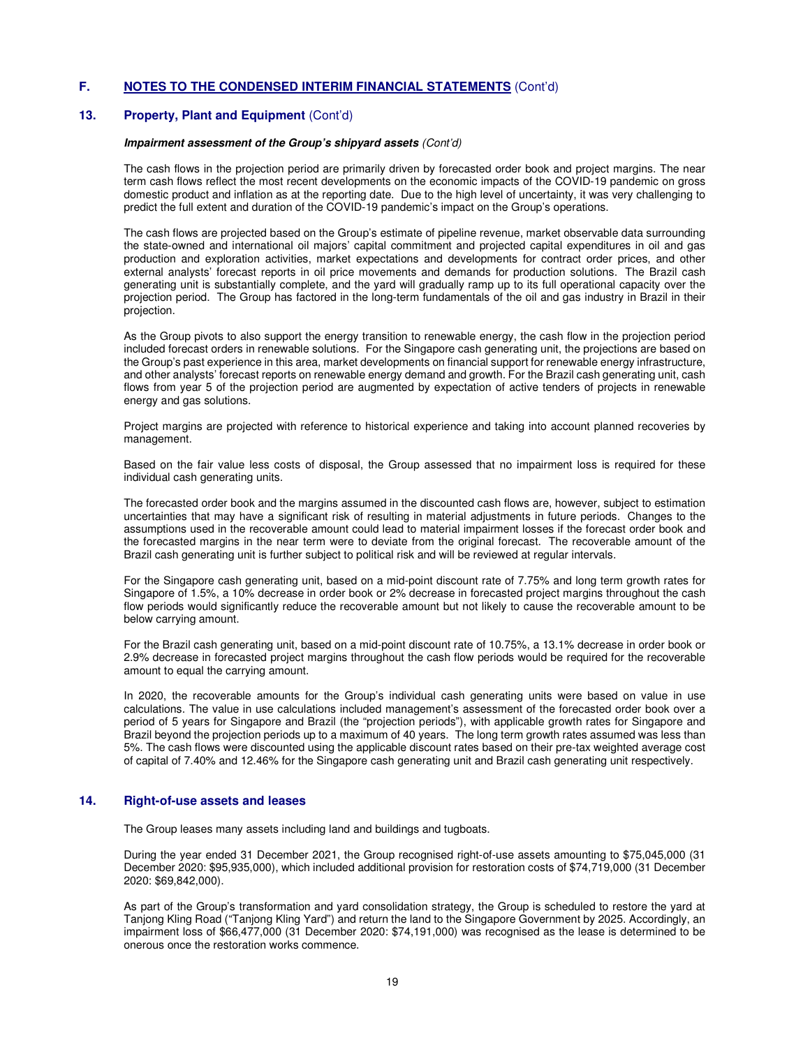## F. NOTES TO THE CONDENSED INTERIM FINANCIAL STATEMENTS (Cont'd)

### 13. Property, Plant and Equipment (Cont'd)

***Impairment assessment of the Group's shipyard assets*** *(Cont'd)*

The cash flows in the projection period are primarily driven by forecasted order book and project margins. The near term cash flows reflect the most recent developments on the economic impacts of the COVID-19 pandemic on gross domestic product and inflation as at the reporting date. Due to the high level of uncertainty, it was very challenging to predict the full extent and duration of the COVID-19 pandemic's impact on the Group's operations.

The cash flows are projected based on the Group's estimate of pipeline revenue, market observable data surrounding the state-owned and international oil majors' capital commitment and projected capital expenditures in oil and gas production and exploration activities, market expectations and developments for contract order prices, and other external analysts' forecast reports in oil price movements and demands for production solutions. The Brazil cash generating unit is substantially complete, and the yard will gradually ramp up to its full operational capacity over the projection period. The Group has factored in the long-term fundamentals of the oil and gas industry in Brazil in their projection.

As the Group pivots to also support the energy transition to renewable energy, the cash flow in the projection period included forecast orders in renewable solutions. For the Singapore cash generating unit, the projections are based on the Group's past experience in this area, market developments on financial support for renewable energy infrastructure, and other analysts' forecast reports on renewable energy demand and growth. For the Brazil cash generating unit, cash flows from year 5 of the projection period are augmented by expectation of active tenders of projects in renewable energy and gas solutions.

Project margins are projected with reference to historical experience and taking into account planned recoveries by management.

Based on the fair value less costs of disposal, the Group assessed that no impairment loss is required for these individual cash generating units.

The forecasted order book and the margins assumed in the discounted cash flows are, however, subject to estimation uncertainties that may have a significant risk of resulting in material adjustments in future periods. Changes to the assumptions used in the recoverable amount could lead to material impairment losses if the forecast order book and the forecasted margins in the near term were to deviate from the original forecast. The recoverable amount of the Brazil cash generating unit is further subject to political risk and will be reviewed at regular intervals.

For the Singapore cash generating unit, based on a mid-point discount rate of 7.75% and long term growth rates for Singapore of 1.5%, a 10% decrease in order book or 2% decrease in forecasted project margins throughout the cash flow periods would significantly reduce the recoverable amount but not likely to cause the recoverable amount to be below carrying amount.

For the Brazil cash generating unit, based on a mid-point discount rate of 10.75%, a 13.1% decrease in order book or 2.9% decrease in forecasted project margins throughout the cash flow periods would be required for the recoverable amount to equal the carrying amount.

In 2020, the recoverable amounts for the Group's individual cash generating units were based on value in use calculations. The value in use calculations included management's assessment of the forecasted order book over a period of 5 years for Singapore and Brazil (the "projection periods"), with applicable growth rates for Singapore and Brazil beyond the projection periods up to a maximum of 40 years. The long term growth rates assumed was less than 5%. The cash flows were discounted using the applicable discount rates based on their pre-tax weighted average cost of capital of 7.40% and 12.46% for the Singapore cash generating unit and Brazil cash generating unit respectively.

### 14. Right-of-use assets and leases

The Group leases many assets including land and buildings and tugboats.

During the year ended 31 December 2021, the Group recognised right-of-use assets amounting to $75,045,000 (31 December 2020: $95,935,000), which included additional provision for restoration costs of $74,719,000 (31 December 2020: $69,842,000).

As part of the Group's transformation and yard consolidation strategy, the Group is scheduled to restore the yard at Tanjong Kling Road ("Tanjong Kling Yard") and return the land to the Singapore Government by 2025. Accordingly, an impairment loss of $66,477,000 (31 December 2020: $74,191,000) was recognised as the lease is determined to be onerous once the restoration works commence.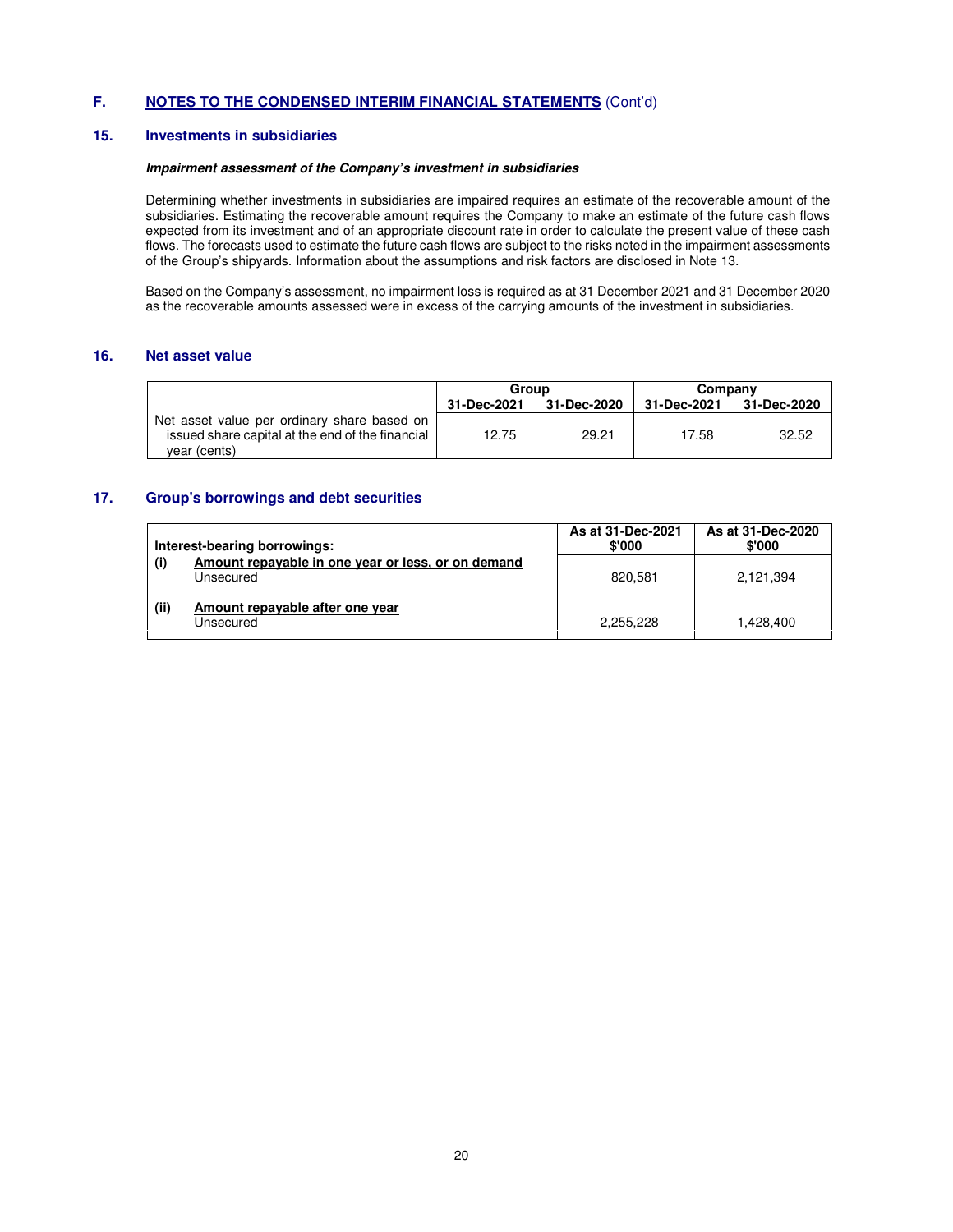## F. NOTES TO THE CONDENSED INTERIM FINANCIAL STATEMENTS (Cont'd)

### 15. Investments in subsidiaries

***Impairment assessment of the Company's investment in subsidiaries***

Determining whether investments in subsidiaries are impaired requires an estimate of the recoverable amount of the subsidiaries. Estimating the recoverable amount requires the Company to make an estimate of the future cash flows expected from its investment and of an appropriate discount rate in order to calculate the present value of these cash flows. The forecasts used to estimate the future cash flows are subject to the risks noted in the impairment assessments of the Group's shipyards. Information about the assumptions and risk factors are disclosed in Note 13.

Based on the Company's assessment, no impairment loss is required as at 31 December 2021 and 31 December 2020 as the recoverable amounts assessed were in excess of the carrying amounts of the investment in subsidiaries.

### 16. Net asset value

| | Group | | Company | |
|---|---|---|---|---|
| | 31-Dec-2021 | 31-Dec-2020 | 31-Dec-2021 | 31-Dec-2020 |
| Net asset value per ordinary share based on issued share capital at the end of the financial year (cents) | 12.75 | 29.21 | 17.58 | 32.52 |

### 17. Group's borrowings and debt securities

| Interest-bearing borrowings: | As at 31-Dec-2021 $'000 | As at 31-Dec-2020 $'000 |
|---|---|---|
| (i) **Amount repayable in one year or less, or on demand** Unsecured | 820,581 | 2,121,394 |
| (ii) **Amount repayable after one year** Unsecured | 2,255,228 | 1,428,400 |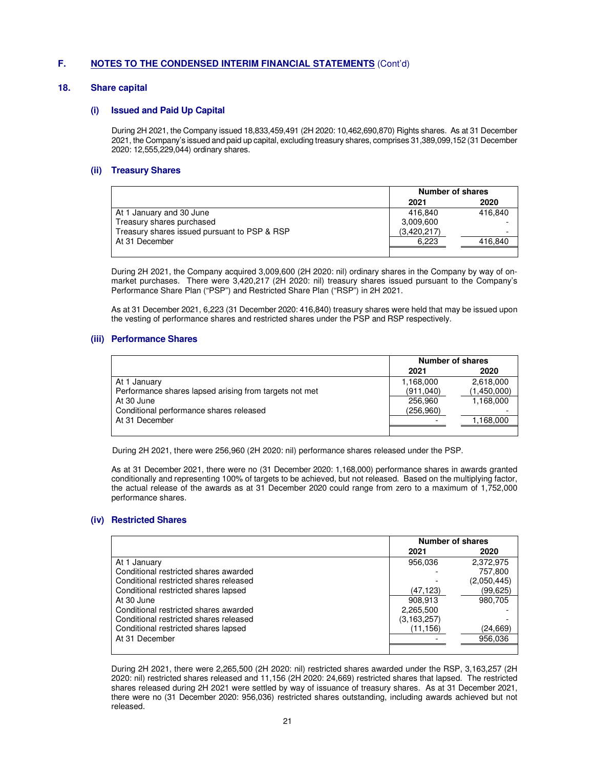## F. NOTES TO THE CONDENSED INTERIM FINANCIAL STATEMENTS (Cont'd)

### 18. Share capital

#### (i) Issued and Paid Up Capital

During 2H 2021, the Company issued 18,833,459,491 (2H 2020: 10,462,690,870) Rights shares. As at 31 December 2021, the Company's issued and paid up capital, excluding treasury shares, comprises 31,389,099,152 (31 December 2020: 12,555,229,044) ordinary shares.

#### (ii) Treasury Shares

| | Number of shares | |
|---|---|---|
| | 2021 | 2020 |
| At 1 January and 30 June | 416,840 | 416,840 |
| Treasury shares purchased | 3,009,600 | - |
| Treasury shares issued pursuant to PSP & RSP | (3,420,217) | - |
| At 31 December | 6,223 | 416,840 |

During 2H 2021, the Company acquired 3,009,600 (2H 2020: nil) ordinary shares in the Company by way of on-market purchases. There were 3,420,217 (2H 2020: nil) treasury shares issued pursuant to the Company's Performance Share Plan ("PSP") and Restricted Share Plan ("RSP") in 2H 2021.

As at 31 December 2021, 6,223 (31 December 2020: 416,840) treasury shares were held that may be issued upon the vesting of performance shares and restricted shares under the PSP and RSP respectively.

#### (iii) Performance Shares

| | Number of shares | |
|---|---|---|
| | 2021 | 2020 |
| At 1 January | 1,168,000 | 2,618,000 |
| Performance shares lapsed arising from targets not met | (911,040) | (1,450,000) |
| At 30 June | 256,960 | 1,168,000 |
| Conditional performance shares released | (256,960) | - |
| At 31 December | - | 1,168,000 |

During 2H 2021, there were 256,960 (2H 2020: nil) performance shares released under the PSP.

As at 31 December 2021, there were no (31 December 2020: 1,168,000) performance shares in awards granted conditionally and representing 100% of targets to be achieved, but not released. Based on the multiplying factor, the actual release of the awards as at 31 December 2020 could range from zero to a maximum of 1,752,000 performance shares.

#### (iv) Restricted Shares

| | Number of shares | |
|---|---|---|
| | 2021 | 2020 |
| At 1 January | 956,036 | 2,372,975 |
| Conditional restricted shares awarded | - | 757,800 |
| Conditional restricted shares released | - | (2,050,445) |
| Conditional restricted shares lapsed | (47,123) | (99,625) |
| At 30 June | 908,913 | 980,705 |
| Conditional restricted shares awarded | 2,265,500 | - |
| Conditional restricted shares released | (3,163,257) | - |
| Conditional restricted shares lapsed | (11,156) | (24,669) |
| At 31 December | - | 956,036 |

During 2H 2021, there were 2,265,500 (2H 2020: nil) restricted shares awarded under the RSP, 3,163,257 (2H 2020: nil) restricted shares released and 11,156 (2H 2020: 24,669) restricted shares that lapsed. The restricted shares released during 2H 2021 were settled by way of issuance of treasury shares. As at 31 December 2021, there were no (31 December 2020: 956,036) restricted shares outstanding, including awards achieved but not released.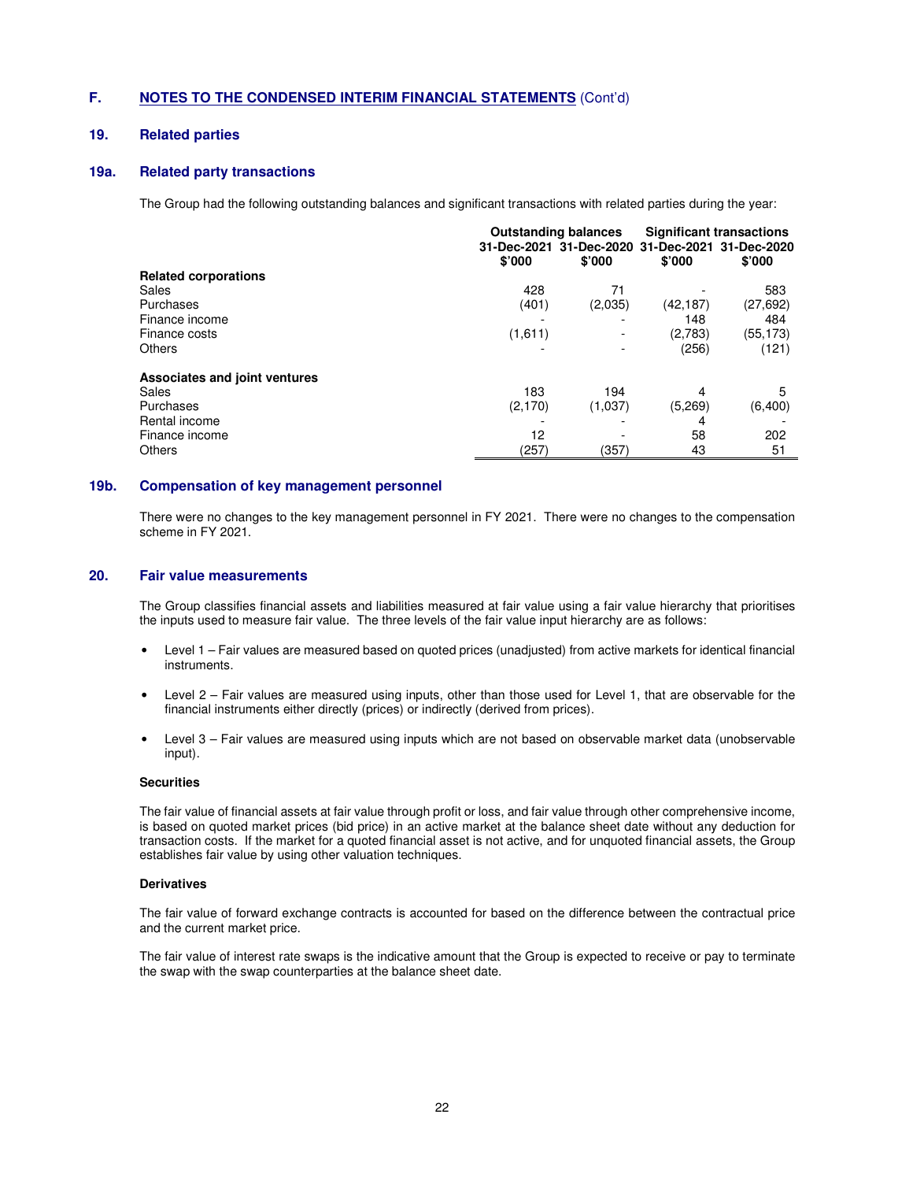## F. NOTES TO THE CONDENSED INTERIM FINANCIAL STATEMENTS (Cont'd)

### 19. Related parties

### 19a. Related party transactions

The Group had the following outstanding balances and significant transactions with related parties during the year:

| | Outstanding balances | | Significant transactions | |
|---|---|---|---|---|
| | 31-Dec-2021 | 31-Dec-2020 | 31-Dec-2021 | 31-Dec-2020 |
| | $'000 | $'000 | $'000 | $'000 |
| **Related corporations** | | | | |
| Sales | 428 | 71 | - | 583 |
| Purchases | (401) | (2,035) | (42,187) | (27,692) |
| Finance income | - | - | 148 | 484 |
| Finance costs | (1,611) | - | (2,783) | (55,173) |
| Others | - | - | (256) | (121) |
| **Associates and joint ventures** | | | | |
| Sales | 183 | 194 | 4 | 5 |
| Purchases | (2,170) | (1,037) | (5,269) | (6,400) |
| Rental income | - | - | 4 | - |
| Finance income | 12 | - | 58 | 202 |
| Others | (257) | (357) | 43 | 51 |

### 19b. Compensation of key management personnel

There were no changes to the key management personnel in FY 2021. There were no changes to the compensation scheme in FY 2021.

### 20. Fair value measurements

The Group classifies financial assets and liabilities measured at fair value using a fair value hierarchy that prioritises the inputs used to measure fair value. The three levels of the fair value input hierarchy are as follows:

- Level 1 – Fair values are measured based on quoted prices (unadjusted) from active markets for identical financial instruments.
- Level 2 – Fair values are measured using inputs, other than those used for Level 1, that are observable for the financial instruments either directly (prices) or indirectly (derived from prices).
- Level 3 – Fair values are measured using inputs which are not based on observable market data (unobservable input).

**Securities**

The fair value of financial assets at fair value through profit or loss, and fair value through other comprehensive income, is based on quoted market prices (bid price) in an active market at the balance sheet date without any deduction for transaction costs. If the market for a quoted financial asset is not active, and for unquoted financial assets, the Group establishes fair value by using other valuation techniques.

**Derivatives**

The fair value of forward exchange contracts is accounted for based on the difference between the contractual price and the current market price.

The fair value of interest rate swaps is the indicative amount that the Group is expected to receive or pay to terminate the swap with the swap counterparties at the balance sheet date.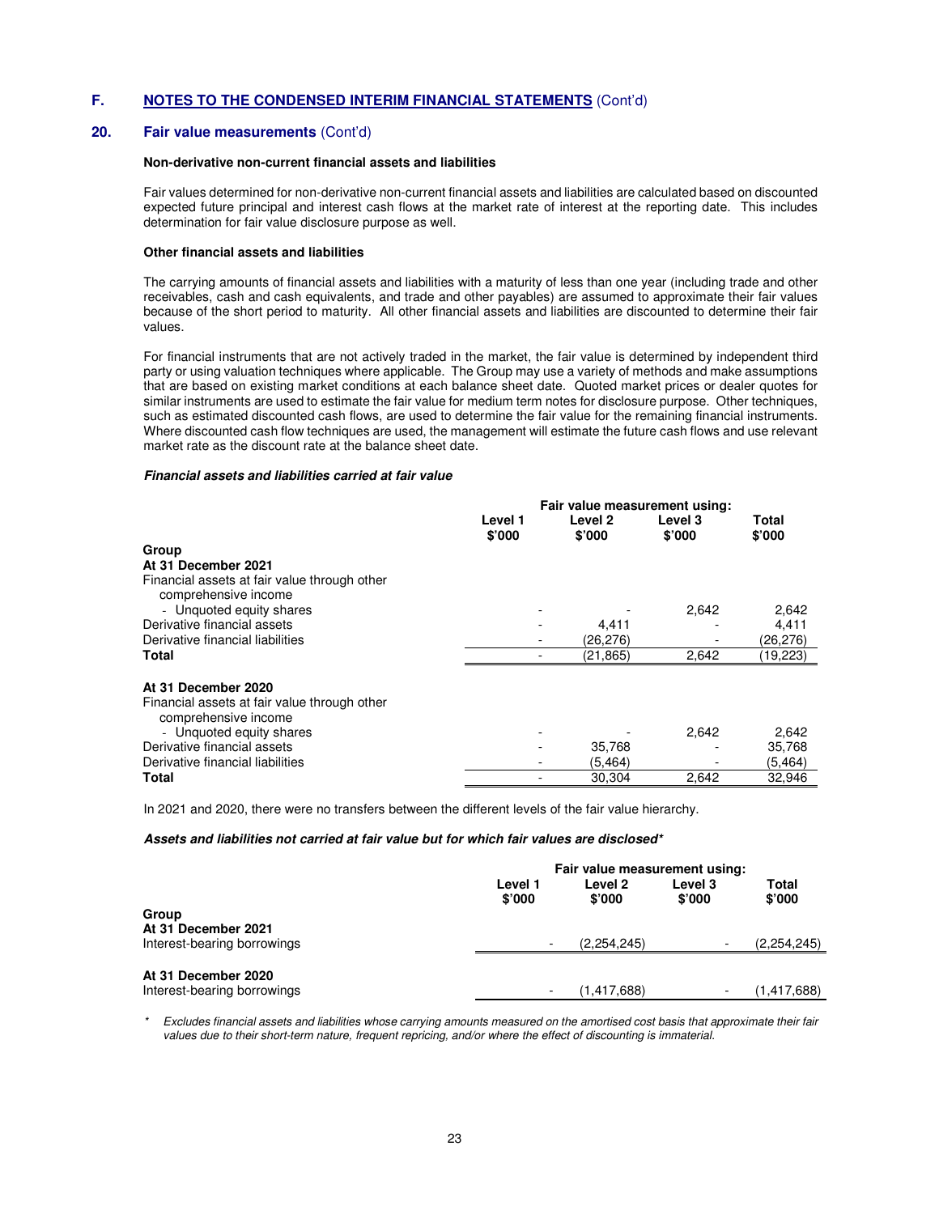## F. NOTES TO THE CONDENSED INTERIM FINANCIAL STATEMENTS (Cont'd)

### 20. Fair value measurements (Cont'd)

**Non-derivative non-current financial assets and liabilities**

Fair values determined for non-derivative non-current financial assets and liabilities are calculated based on discounted expected future principal and interest cash flows at the market rate of interest at the reporting date. This includes determination for fair value disclosure purpose as well.

**Other financial assets and liabilities**

The carrying amounts of financial assets and liabilities with a maturity of less than one year (including trade and other receivables, cash and cash equivalents, and trade and other payables) are assumed to approximate their fair values because of the short period to maturity. All other financial assets and liabilities are discounted to determine their fair values.

For financial instruments that are not actively traded in the market, the fair value is determined by independent third party or using valuation techniques where applicable. The Group may use a variety of methods and make assumptions that are based on existing market conditions at each balance sheet date. Quoted market prices or dealer quotes for similar instruments are used to estimate the fair value for medium term notes for disclosure purpose. Other techniques, such as estimated discounted cash flows, are used to determine the fair value for the remaining financial instruments. Where discounted cash flow techniques are used, the management will estimate the future cash flows and use relevant market rate as the discount rate at the balance sheet date.

***Financial assets and liabilities carried at fair value***

| | Fair value measurement using: | | | |
|---|---|---|---|---|
| | Level 1 $'000 | Level 2 $'000 | Level 3 $'000 | Total $'000 |
| **Group** | | | | |
| **At 31 December 2021** | | | | |
| Financial assets at fair value through other comprehensive income | | | | |
| - Unquoted equity shares | - | - | 2,642 | 2,642 |
| Derivative financial assets | - | 4,411 | - | 4,411 |
| Derivative financial liabilities | - | (26,276) | - | (26,276) |
| **Total** | - | (21,865) | 2,642 | (19,223) |
| | | | | |
| **At 31 December 2020** | | | | |
| Financial assets at fair value through other comprehensive income | | | | |
| - Unquoted equity shares | - | - | 2,642 | 2,642 |
| Derivative financial assets | - | 35,768 | - | 35,768 |
| Derivative financial liabilities | - | (5,464) | - | (5,464) |
| **Total** | - | 30,304 | 2,642 | 32,946 |

In 2021 and 2020, there were no transfers between the different levels of the fair value hierarchy.

***Assets and liabilities not carried at fair value but for which fair values are disclosed****

| | Fair value measurement using: | | | |
|---|---|---|---|---|
| | Level 1 $'000 | Level 2 $'000 | Level 3 $'000 | Total $'000 |
| **Group** | | | | |
| **At 31 December 2021** | | | | |
| Interest-bearing borrowings | - | (2,254,245) | - | (2,254,245) |
| | | | | |
| **At 31 December 2020** | | | | |
| Interest-bearing borrowings | - | (1,417,688) | - | (1,417,688) |

\* *Excludes financial assets and liabilities whose carrying amounts measured on the amortised cost basis that approximate their fair values due to their short-term nature, frequent repricing, and/or where the effect of discounting is immaterial.*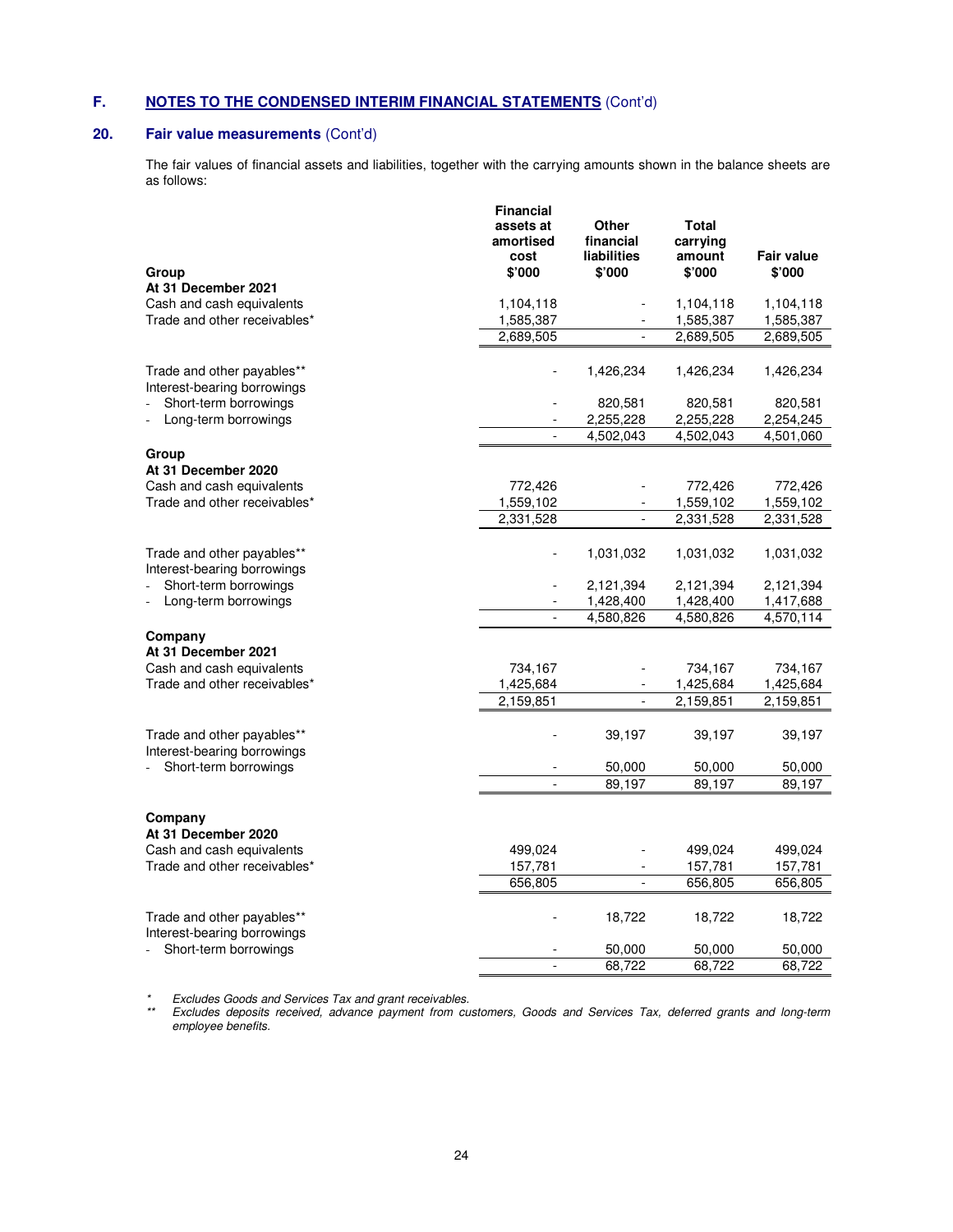## F. NOTES TO THE CONDENSED INTERIM FINANCIAL STATEMENTS (Cont'd)

### 20. Fair value measurements (Cont'd)

The fair values of financial assets and liabilities, together with the carrying amounts shown in the balance sheets are as follows:

| Group | Financial assets at amortised cost $'000 | Other financial liabilities $'000 | Total carrying amount $'000 | Fair value $'000 |
|---|---|---|---|---|
| **At 31 December 2021** | | | | |
| Cash and cash equivalents | 1,104,118 | - | 1,104,118 | 1,104,118 |
| Trade and other receivables* | 1,585,387 | - | 1,585,387 | 1,585,387 |
| | 2,689,505 | - | 2,689,505 | 2,689,505 |
| Trade and other payables** | - | 1,426,234 | 1,426,234 | 1,426,234 |
| Interest-bearing borrowings | | | | |
| - Short-term borrowings | - | 820,581 | 820,581 | 820,581 |
| - Long-term borrowings | - | 2,255,228 | 2,255,228 | 2,254,245 |
| | - | 4,502,043 | 4,502,043 | 4,501,060 |
| **Group** | | | | |
| **At 31 December 2020** | | | | |
| Cash and cash equivalents | 772,426 | - | 772,426 | 772,426 |
| Trade and other receivables* | 1,559,102 | - | 1,559,102 | 1,559,102 |
| | 2,331,528 | - | 2,331,528 | 2,331,528 |
| Trade and other payables** | - | 1,031,032 | 1,031,032 | 1,031,032 |
| Interest-bearing borrowings | | | | |
| - Short-term borrowings | - | 2,121,394 | 2,121,394 | 2,121,394 |
| - Long-term borrowings | - | 1,428,400 | 1,428,400 | 1,417,688 |
| | - | 4,580,826 | 4,580,826 | 4,570,114 |
| **Company** | | | | |
| **At 31 December 2021** | | | | |
| Cash and cash equivalents | 734,167 | - | 734,167 | 734,167 |
| Trade and other receivables* | 1,425,684 | - | 1,425,684 | 1,425,684 |
| | 2,159,851 | - | 2,159,851 | 2,159,851 |
| Trade and other payables** | - | 39,197 | 39,197 | 39,197 |
| Interest-bearing borrowings | | | | |
| - Short-term borrowings | - | 50,000 | 50,000 | 50,000 |
| | - | 89,197 | 89,197 | 89,197 |
| **Company** | | | | |
| **At 31 December 2020** | | | | |
| Cash and cash equivalents | 499,024 | - | 499,024 | 499,024 |
| Trade and other receivables* | 157,781 | - | 157,781 | 157,781 |
| | 656,805 | - | 656,805 | 656,805 |
| Trade and other payables** | - | 18,722 | 18,722 | 18,722 |
| Interest-bearing borrowings | | | | |
| - Short-term borrowings | - | 50,000 | 50,000 | 50,000 |
| | - | 68,722 | 68,722 | 68,722 |

\* *Excludes Goods and Services Tax and grant receivables.*

\** *Excludes deposits received, advance payment from customers, Goods and Services Tax, deferred grants and long-term employee benefits.*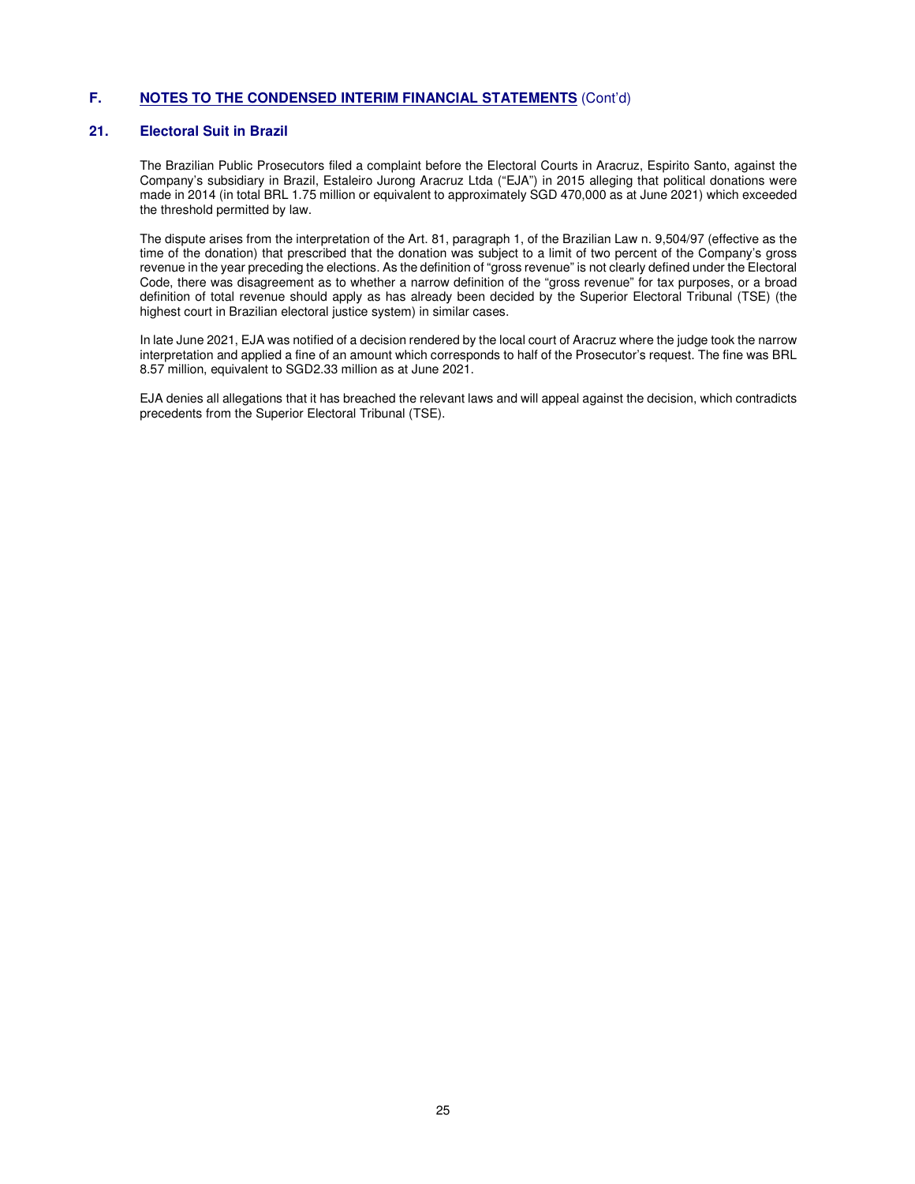## F. NOTES TO THE CONDENSED INTERIM FINANCIAL STATEMENTS (Cont'd)

### 21. Electoral Suit in Brazil

The Brazilian Public Prosecutors filed a complaint before the Electoral Courts in Aracruz, Espirito Santo, against the Company's subsidiary in Brazil, Estaleiro Jurong Aracruz Ltda ("EJA") in 2015 alleging that political donations were made in 2014 (in total BRL 1.75 million or equivalent to approximately SGD 470,000 as at June 2021) which exceeded the threshold permitted by law.

The dispute arises from the interpretation of the Art. 81, paragraph 1, of the Brazilian Law n. 9,504/97 (effective as the time of the donation) that prescribed that the donation was subject to a limit of two percent of the Company's gross revenue in the year preceding the elections. As the definition of "gross revenue" is not clearly defined under the Electoral Code, there was disagreement as to whether a narrow definition of the "gross revenue" for tax purposes, or a broad definition of total revenue should apply as has already been decided by the Superior Electoral Tribunal (TSE) (the highest court in Brazilian electoral justice system) in similar cases.

In late June 2021, EJA was notified of a decision rendered by the local court of Aracruz where the judge took the narrow interpretation and applied a fine of an amount which corresponds to half of the Prosecutor's request. The fine was BRL 8.57 million, equivalent to SGD2.33 million as at June 2021.

EJA denies all allegations that it has breached the relevant laws and will appeal against the decision, which contradicts precedents from the Superior Electoral Tribunal (TSE).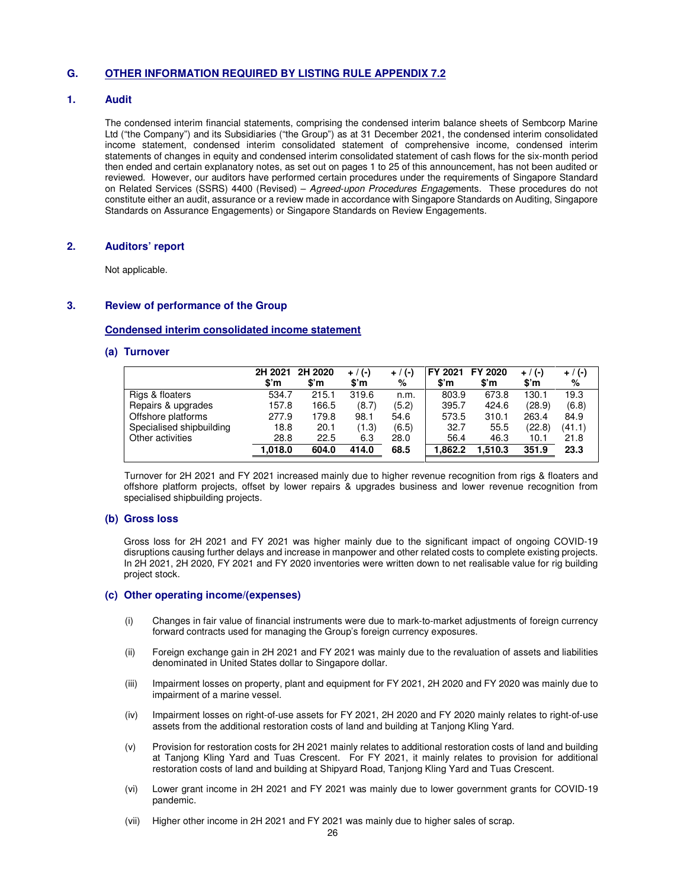## G. OTHER INFORMATION REQUIRED BY LISTING RULE APPENDIX 7.2

### 1. Audit

The condensed interim financial statements, comprising the condensed interim balance sheets of Sembcorp Marine Ltd ("the Company") and its Subsidiaries ("the Group") as at 31 December 2021, the condensed interim consolidated income statement, condensed interim consolidated statement of comprehensive income, condensed interim statements of changes in equity and condensed interim consolidated statement of cash flows for the six-month period then ended and certain explanatory notes, as set out on pages 1 to 25 of this announcement, has not been audited or reviewed. However, our auditors have performed certain procedures under the requirements of Singapore Standard on Related Services (SSRS) 4400 (Revised) – *Agreed-upon Procedures Engage*ments. These procedures do not constitute either an audit, assurance or a review made in accordance with Singapore Standards on Auditing, Singapore Standards on Assurance Engagements) or Singapore Standards on Review Engagements.

### 2. Auditors' report

Not applicable.

### 3. Review of performance of the Group

#### Condensed interim consolidated income statement

**(a) Turnover**

| | 2H 2021 $'m | 2H 2020 $'m | + / (-) $'m | + / (-) % | FY 2021 $'m | FY 2020 $'m | + / (-) $'m | + / (-) % |
|---|---|---|---|---|---|---|---|---|
| Rigs & floaters | 534.7 | 215.1 | 319.6 | n.m. | 803.9 | 673.8 | 130.1 | 19.3 |
| Repairs & upgrades | 157.8 | 166.5 | (8.7) | (5.2) | 395.7 | 424.6 | (28.9) | (6.8) |
| Offshore platforms | 277.9 | 179.8 | 98.1 | 54.6 | 573.5 | 310.1 | 263.4 | 84.9 |
| Specialised shipbuilding | 18.8 | 20.1 | (1.3) | (6.5) | 32.7 | 55.5 | (22.8) | (41.1) |
| Other activities | 28.8 | 22.5 | 6.3 | 28.0 | 56.4 | 46.3 | 10.1 | 21.8 |
| | **1,018.0** | **604.0** | **414.0** | **68.5** | **1,862.2** | **1,510.3** | **351.9** | **23.3** |

Turnover for 2H 2021 and FY 2021 increased mainly due to higher revenue recognition from rigs & floaters and offshore platform projects, offset by lower repairs & upgrades business and lower revenue recognition from specialised shipbuilding projects.

**(b) Gross loss**

Gross loss for 2H 2021 and FY 2021 was higher mainly due to the significant impact of ongoing COVID-19 disruptions causing further delays and increase in manpower and other related costs to complete existing projects. In 2H 2021, 2H 2020, FY 2021 and FY 2020 inventories were written down to net realisable value for rig building project stock.

**(c) Other operating income/(expenses)**

(i) Changes in fair value of financial instruments were due to mark-to-market adjustments of foreign currency forward contracts used for managing the Group's foreign currency exposures.

(ii) Foreign exchange gain in 2H 2021 and FY 2021 was mainly due to the revaluation of assets and liabilities denominated in United States dollar to Singapore dollar.

(iii) Impairment losses on property, plant and equipment for FY 2021, 2H 2020 and FY 2020 was mainly due to impairment of a marine vessel.

(iv) Impairment losses on right-of-use assets for FY 2021, 2H 2020 and FY 2020 mainly relates to right-of-use assets from the additional restoration costs of land and building at Tanjong Kling Yard.

(v) Provision for restoration costs for 2H 2021 mainly relates to additional restoration costs of land and building at Tanjong Kling Yard and Tuas Crescent. For FY 2021, it mainly relates to provision for additional restoration costs of land and building at Shipyard Road, Tanjong Kling Yard and Tuas Crescent.

(vi) Lower grant income in 2H 2021 and FY 2021 was mainly due to lower government grants for COVID-19 pandemic.

(vii) Higher other income in 2H 2021 and FY 2021 was mainly due to higher sales of scrap.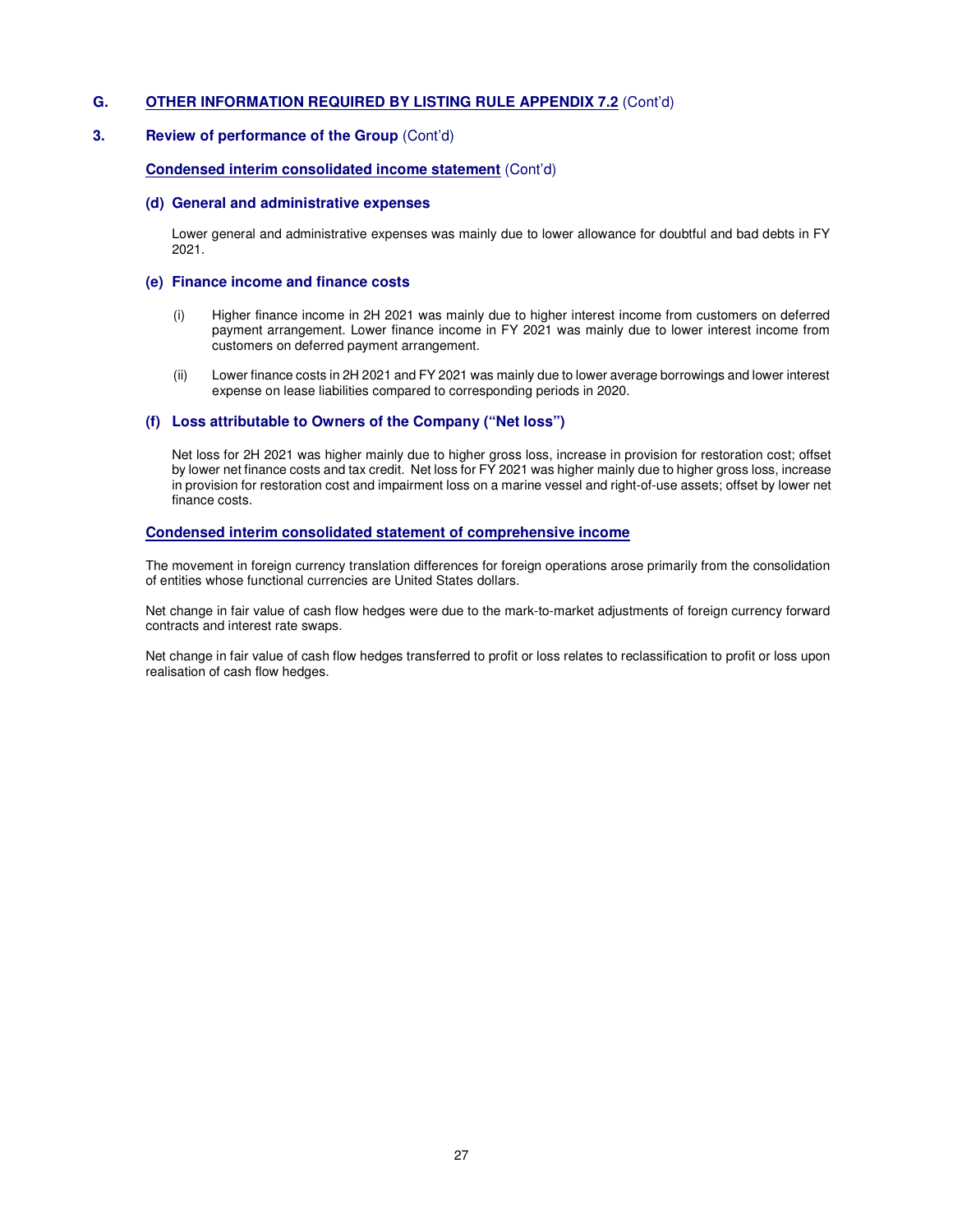## G. OTHER INFORMATION REQUIRED BY LISTING RULE APPENDIX 7.2 (Cont'd)

### 3. Review of performance of the Group (Cont'd)

**Condensed interim consolidated income statement** (Cont'd)

#### (d) General and administrative expenses

Lower general and administrative expenses was mainly due to lower allowance for doubtful and bad debts in FY 2021.

#### (e) Finance income and finance costs

(i) Higher finance income in 2H 2021 was mainly due to higher interest income from customers on deferred payment arrangement. Lower finance income in FY 2021 was mainly due to lower interest income from customers on deferred payment arrangement.

(ii) Lower finance costs in 2H 2021 and FY 2021 was mainly due to lower average borrowings and lower interest expense on lease liabilities compared to corresponding periods in 2020.

#### (f) Loss attributable to Owners of the Company ("Net loss")

Net loss for 2H 2021 was higher mainly due to higher gross loss, increase in provision for restoration cost; offset by lower net finance costs and tax credit. Net loss for FY 2021 was higher mainly due to higher gross loss, increase in provision for restoration cost and impairment loss on a marine vessel and right-of-use assets; offset by lower net finance costs.

**Condensed interim consolidated statement of comprehensive income**

The movement in foreign currency translation differences for foreign operations arose primarily from the consolidation of entities whose functional currencies are United States dollars.

Net change in fair value of cash flow hedges were due to the mark-to-market adjustments of foreign currency forward contracts and interest rate swaps.

Net change in fair value of cash flow hedges transferred to profit or loss relates to reclassification to profit or loss upon realisation of cash flow hedges.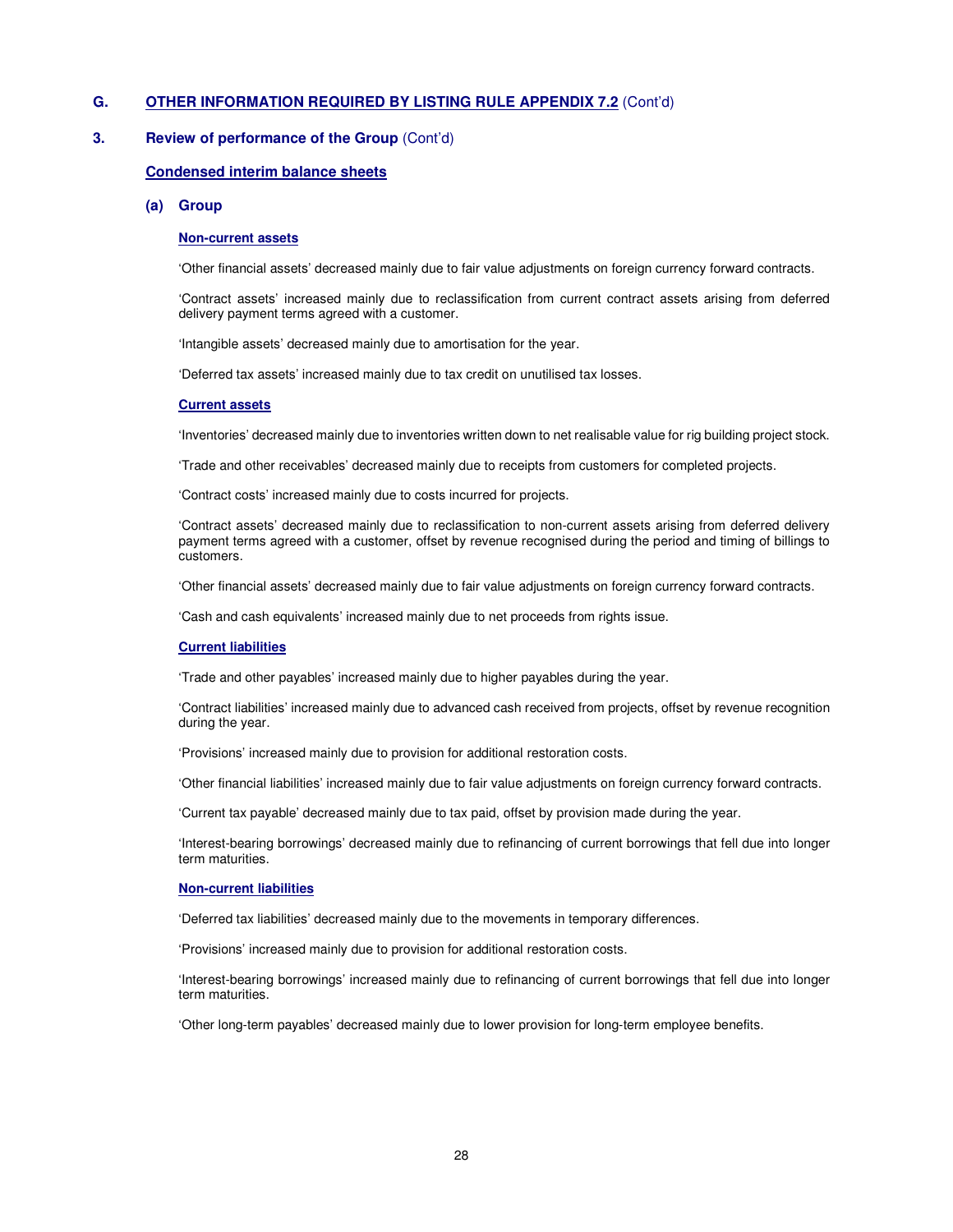## G. OTHER INFORMATION REQUIRED BY LISTING RULE APPENDIX 7.2 (Cont'd)

### 3. Review of performance of the Group (Cont'd)

#### Condensed interim balance sheets

##### (a) Group

**Non-current assets**

'Other financial assets' decreased mainly due to fair value adjustments on foreign currency forward contracts.

'Contract assets' increased mainly due to reclassification from current contract assets arising from deferred delivery payment terms agreed with a customer.

'Intangible assets' decreased mainly due to amortisation for the year.

'Deferred tax assets' increased mainly due to tax credit on unutilised tax losses.

**Current assets**

'Inventories' decreased mainly due to inventories written down to net realisable value for rig building project stock.

'Trade and other receivables' decreased mainly due to receipts from customers for completed projects.

'Contract costs' increased mainly due to costs incurred for projects.

'Contract assets' decreased mainly due to reclassification to non-current assets arising from deferred delivery payment terms agreed with a customer, offset by revenue recognised during the period and timing of billings to customers.

'Other financial assets' decreased mainly due to fair value adjustments on foreign currency forward contracts.

'Cash and cash equivalents' increased mainly due to net proceeds from rights issue.

**Current liabilities**

'Trade and other payables' increased mainly due to higher payables during the year.

'Contract liabilities' increased mainly due to advanced cash received from projects, offset by revenue recognition during the year.

'Provisions' increased mainly due to provision for additional restoration costs.

'Other financial liabilities' increased mainly due to fair value adjustments on foreign currency forward contracts.

'Current tax payable' decreased mainly due to tax paid, offset by provision made during the year.

'Interest-bearing borrowings' decreased mainly due to refinancing of current borrowings that fell due into longer term maturities.

**Non-current liabilities**

'Deferred tax liabilities' decreased mainly due to the movements in temporary differences.

'Provisions' increased mainly due to provision for additional restoration costs.

'Interest-bearing borrowings' increased mainly due to refinancing of current borrowings that fell due into longer term maturities.

'Other long-term payables' decreased mainly due to lower provision for long-term employee benefits.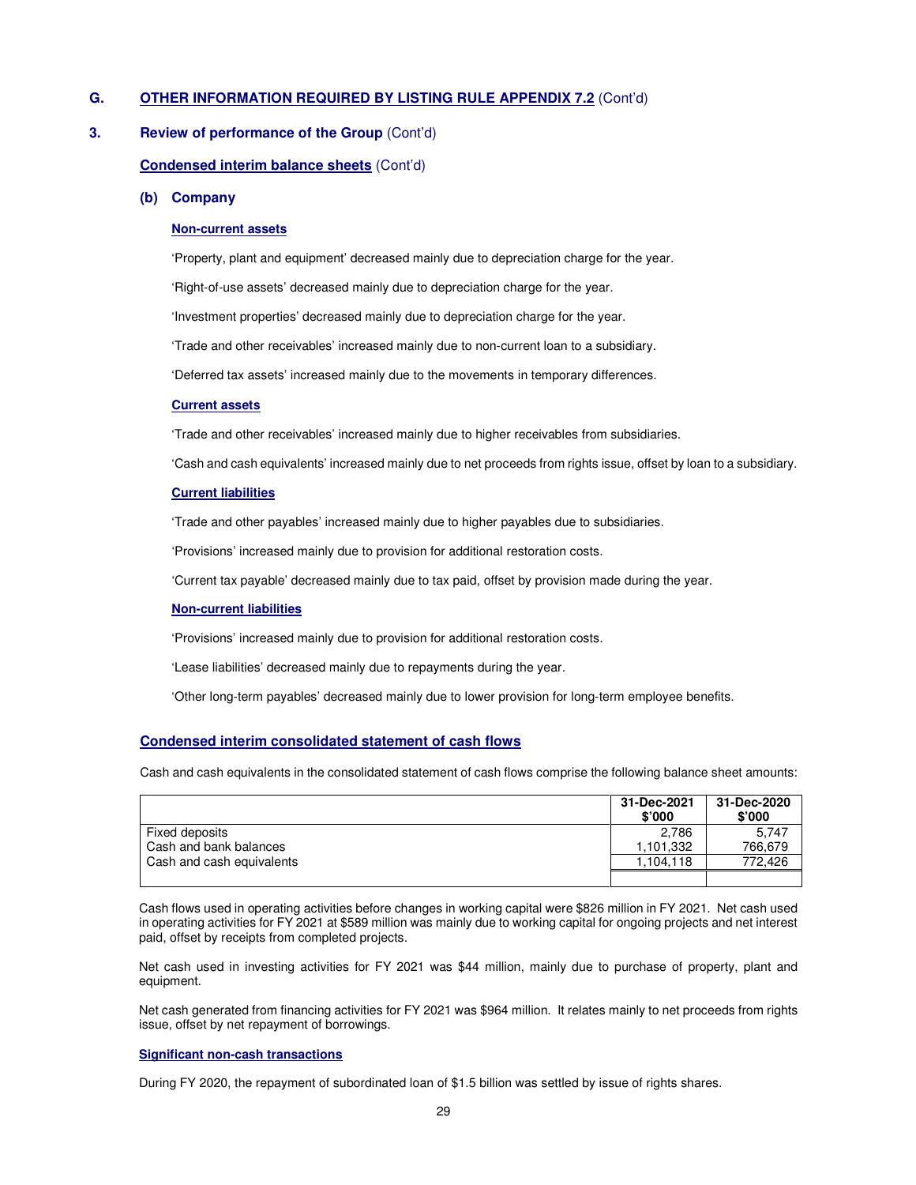## G. OTHER INFORMATION REQUIRED BY LISTING RULE APPENDIX 7.2 (Cont'd)

### 3. Review of performance of the Group (Cont'd)

**Condensed interim balance sheets** (Cont'd)

#### (b) Company

**Non-current assets**

'Property, plant and equipment' decreased mainly due to depreciation charge for the year.

'Right-of-use assets' decreased mainly due to depreciation charge for the year.

'Investment properties' decreased mainly due to depreciation charge for the year.

'Trade and other receivables' increased mainly due to non-current loan to a subsidiary.

'Deferred tax assets' increased mainly due to the movements in temporary differences.

**Current assets**

'Trade and other receivables' increased mainly due to higher receivables from subsidiaries.

'Cash and cash equivalents' increased mainly due to net proceeds from rights issue, offset by loan to a subsidiary.

**Current liabilities**

'Trade and other payables' increased mainly due to higher payables due to subsidiaries.

'Provisions' increased mainly due to provision for additional restoration costs.

'Current tax payable' decreased mainly due to tax paid, offset by provision made during the year.

**Non-current liabilities**

'Provisions' increased mainly due to provision for additional restoration costs.

'Lease liabilities' decreased mainly due to repayments during the year.

'Other long-term payables' decreased mainly due to lower provision for long-term employee benefits.

**Condensed interim consolidated statement of cash flows**

Cash and cash equivalents in the consolidated statement of cash flows comprise the following balance sheet amounts:

| | 31-Dec-2021 $'000 | 31-Dec-2020 $'000 |
|---|---|---|
| Fixed deposits | 2,786 | 5,747 |
| Cash and bank balances | 1,101,332 | 766,679 |
| Cash and cash equivalents | 1,104,118 | 772,426 |

Cash flows used in operating activities before changes in working capital were $826 million in FY 2021. Net cash used in operating activities for FY 2021 at $589 million was mainly due to working capital for ongoing projects and net interest paid, offset by receipts from completed projects.

Net cash used in investing activities for FY 2021 was $44 million, mainly due to purchase of property, plant and equipment.

Net cash generated from financing activities for FY 2021 was $964 million. It relates mainly to net proceeds from rights issue, offset by net repayment of borrowings.

**Significant non-cash transactions**

During FY 2020, the repayment of subordinated loan of $1.5 billion was settled by issue of rights shares.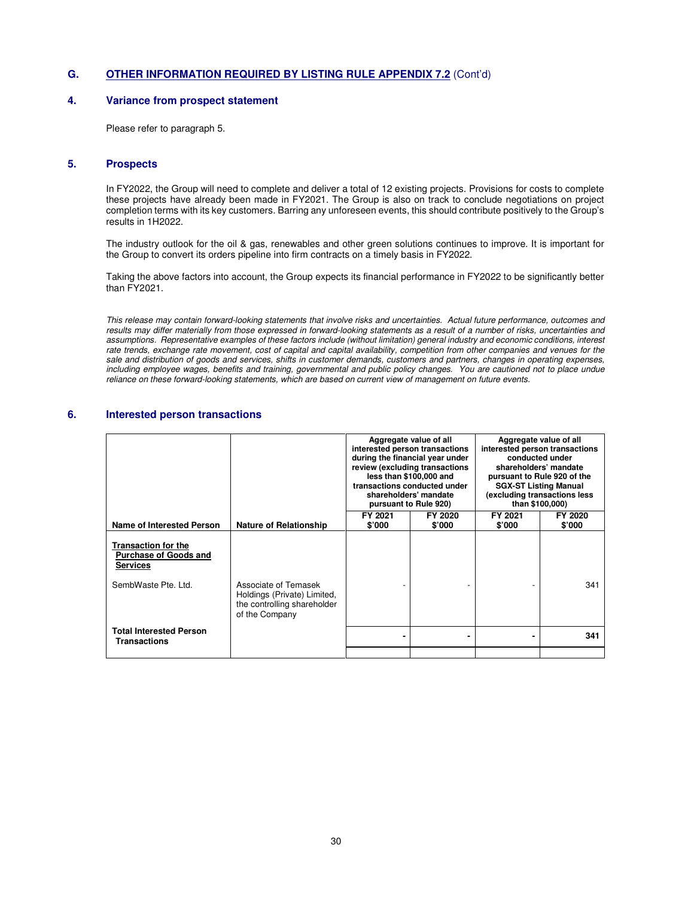## G. OTHER INFORMATION REQUIRED BY LISTING RULE APPENDIX 7.2 (Cont'd)

### 4. Variance from prospect statement

Please refer to paragraph 5.

### 5. Prospects

In FY2022, the Group will need to complete and deliver a total of 12 existing projects. Provisions for costs to complete these projects have already been made in FY2021. The Group is also on track to conclude negotiations on project completion terms with its key customers. Barring any unforeseen events, this should contribute positively to the Group's results in 1H2022.

The industry outlook for the oil & gas, renewables and other green solutions continues to improve. It is important for the Group to convert its orders pipeline into firm contracts on a timely basis in FY2022.

Taking the above factors into account, the Group expects its financial performance in FY2022 to be significantly better than FY2021.

*This release may contain forward-looking statements that involve risks and uncertainties. Actual future performance, outcomes and results may differ materially from those expressed in forward-looking statements as a result of a number of risks, uncertainties and assumptions. Representative examples of these factors include (without limitation) general industry and economic conditions, interest rate trends, exchange rate movement, cost of capital and capital availability, competition from other companies and venues for the sale and distribution of goods and services, shifts in customer demands, customers and partners, changes in operating expenses, including employee wages, benefits and training, governmental and public policy changes. You are cautioned not to place undue reliance on these forward-looking statements, which are based on current view of management on future events.*

### 6. Interested person transactions

| | | Aggregate value of all interested person transactions during the financial year under review (excluding transactions less than $100,000 and transactions conducted under shareholders' mandate pursuant to Rule 920) | | Aggregate value of all interested person transactions conducted under shareholders' mandate pursuant to Rule 920 of the SGX-ST Listing Manual (excluding transactions less than $100,000) | |
|---|---|---|---|---|---|
| **Name of Interested Person** | **Nature of Relationship** | **FY 2021 $'000** | **FY 2020 $'000** | **FY 2021 $'000** | **FY 2020 $'000** |
| **Transaction for the Purchase of Goods and Services** | | | | | |
| SembWaste Pte. Ltd. | Associate of Temasek Holdings (Private) Limited, the controlling shareholder of the Company | - | - | - | 341 |
| **Total Interested Person Transactions** | | **-** | **-** | **-** | **341** |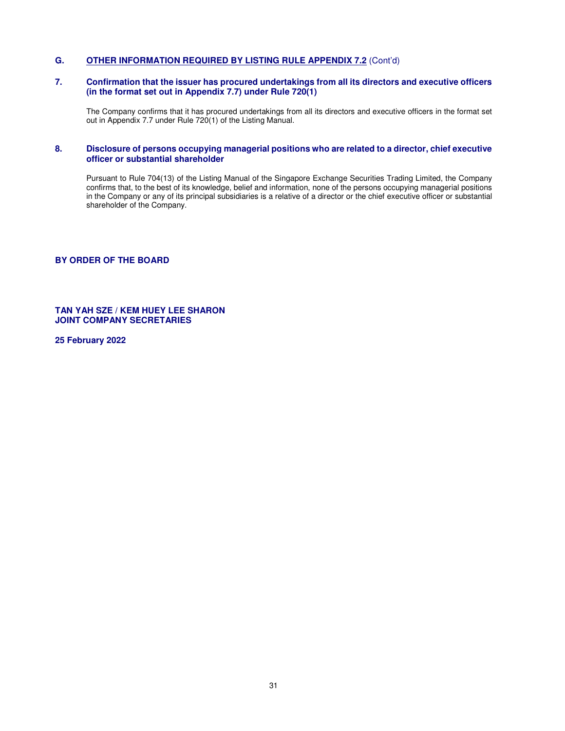## G. OTHER INFORMATION REQUIRED BY LISTING RULE APPENDIX 7.2 (Cont'd)

### 7. Confirmation that the issuer has procured undertakings from all its directors and executive officers (in the format set out in Appendix 7.7) under Rule 720(1)

The Company confirms that it has procured undertakings from all its directors and executive officers in the format set out in Appendix 7.7 under Rule 720(1) of the Listing Manual.

### 8. Disclosure of persons occupying managerial positions who are related to a director, chief executive officer or substantial shareholder

Pursuant to Rule 704(13) of the Listing Manual of the Singapore Exchange Securities Trading Limited, the Company confirms that, to the best of its knowledge, belief and information, none of the persons occupying managerial positions in the Company or any of its principal subsidiaries is a relative of a director or the chief executive officer or substantial shareholder of the Company.

**BY ORDER OF THE BOARD**

**TAN YAH SZE / KEM HUEY LEE SHARON**
**JOINT COMPANY SECRETARIES**

**25 February 2022**